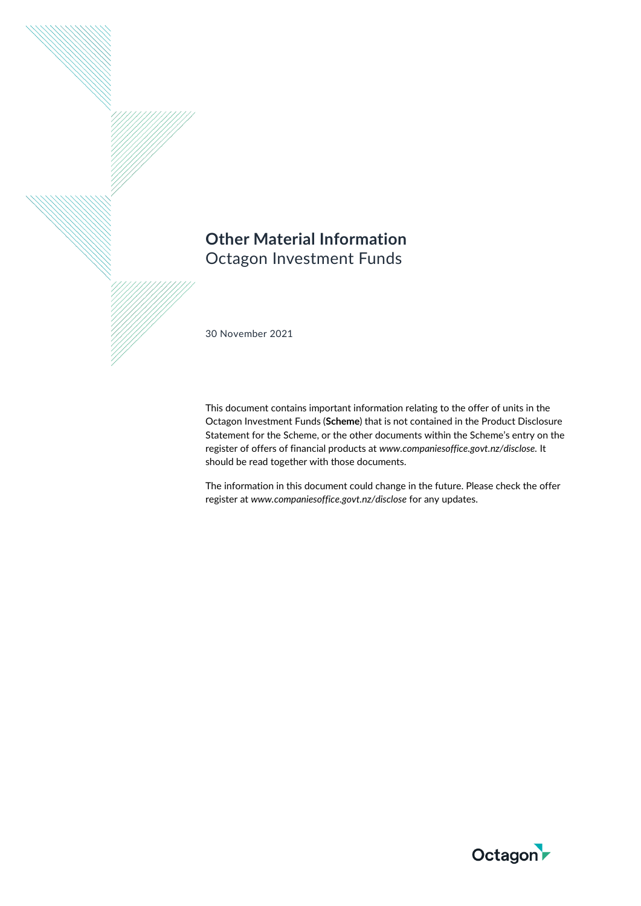# Other Material Information

Octagon Investment Funds

30 November 2021

This document contains important information relating to the offer of units in the Octagon Investment Funds (**Scheme**) that is not contained in the Product Disclosure Statement for the Scheme, or the other documents within the Scheme's entry on the register of offers of financial products at *www.companiesoffice.govt.nz/disclose.* It should be read together with those documents.

The information in this document could change in the future. Please check the offer register at *www.companiesoffice.govt.nz/disclose* for any updates.

Octagon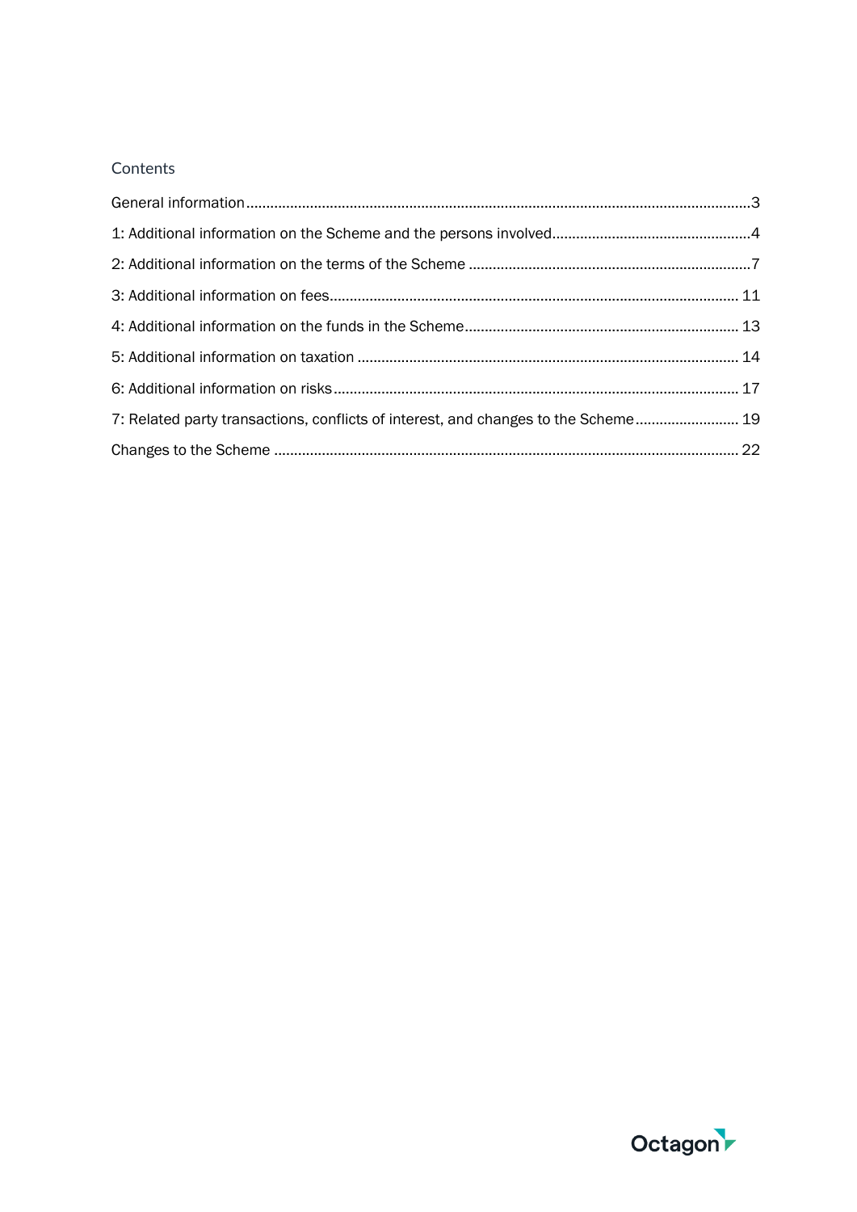## Contents

General information .......... 3

1: Additional information on the Scheme and the persons involved .......... 4

2: Additional information on the terms of the Scheme .......... 7

3: Additional information on fees .......... 11

4: Additional information on the funds in the Scheme .......... 13

5: Additional information on taxation .......... 14

6: Additional information on risks .......... 17

7: Related party transactions, conflicts of interest, and changes to the Scheme .......... 19

Changes to the Scheme .......... 22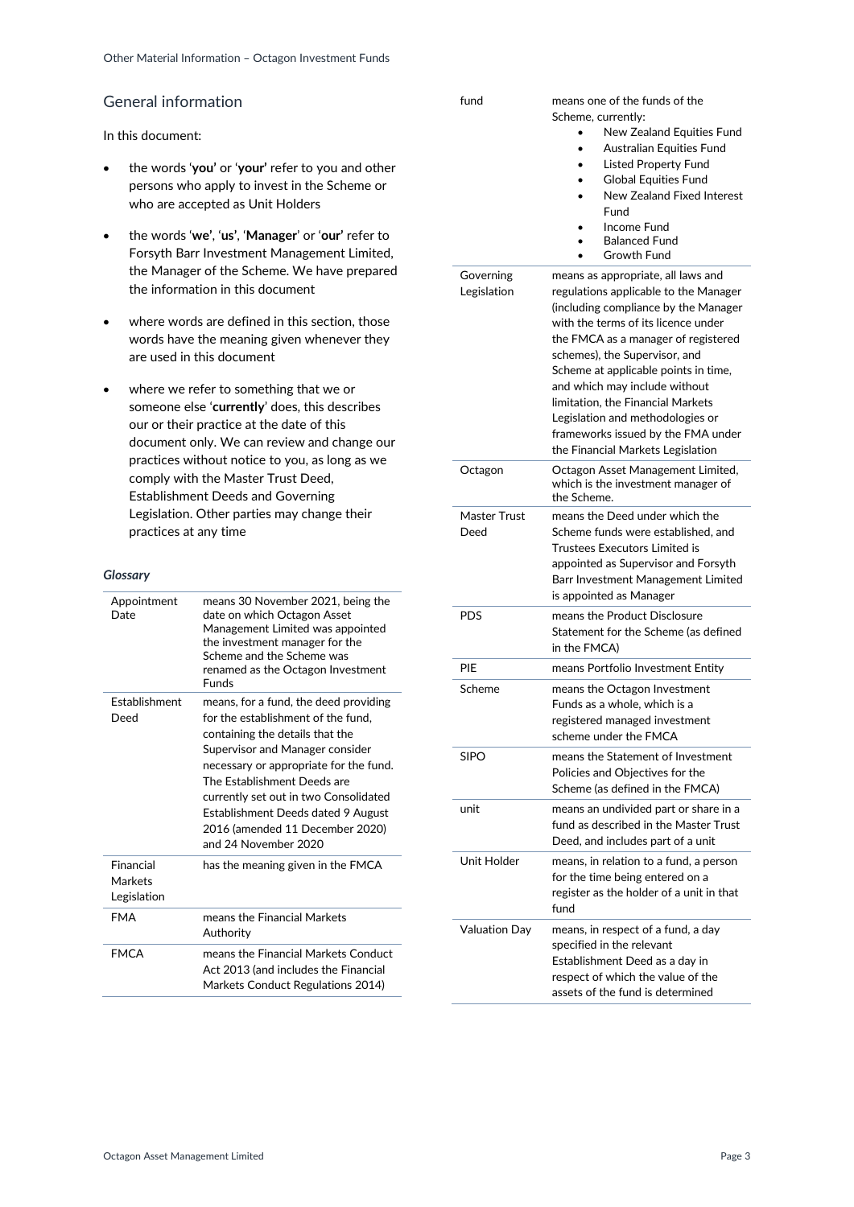## General information

In this document:

- the words '**you**' or '**your**' refer to you and other persons who apply to invest in the Scheme or who are accepted as Unit Holders
- the words '**we**', '**us**', '**Manager**' or '**our**' refer to Forsyth Barr Investment Management Limited, the Manager of the Scheme. We have prepared the information in this document
- where words are defined in this section, those words have the meaning given whenever they are used in this document
- where we refer to something that we or someone else '**currently**' does, this describes our or their practice at the date of this document only. We can review and change our practices without notice to you, as long as we comply with the Master Trust Deed, Establishment Deeds and Governing Legislation. Other parties may change their practices at any time

***Glossary***

| | |
|---|---|
| Appointment Date | means 30 November 2021, being the date on which Octagon Asset Management Limited was appointed the investment manager for the Scheme and the Scheme was renamed as the Octagon Investment Funds |
| Establishment Deed | means, for a fund, the deed providing for the establishment of the fund, containing the details that the Supervisor and Manager consider necessary or appropriate for the fund. The Establishment Deeds are currently set out in two Consolidated Establishment Deeds dated 9 August 2016 (amended 11 December 2020) and 24 November 2020 |
| Financial Markets Legislation | has the meaning given in the FMCA |
| FMA | means the Financial Markets Authority |
| FMCA | means the Financial Markets Conduct Act 2013 (and includes the Financial Markets Conduct Regulations 2014) |
| fund | means one of the funds of the Scheme, currently:<br>• New Zealand Equities Fund<br>• Australian Equities Fund<br>• Listed Property Fund<br>• Global Equities Fund<br>• New Zealand Fixed Interest Fund<br>• Income Fund<br>• Balanced Fund<br>• Growth Fund |
| Governing Legislation | means as appropriate, all laws and regulations applicable to the Manager (including compliance by the Manager with the terms of its licence under the FMCA as a manager of registered schemes), the Supervisor, and Scheme at applicable points in time, and which may include without limitation, the Financial Markets Legislation and methodologies or frameworks issued by the FMA under the Financial Markets Legislation |
| Octagon | Octagon Asset Management Limited, which is the investment manager of the Scheme. |
| Master Trust Deed | means the Deed under which the Scheme funds were established, and Trustees Executors Limited is appointed as Supervisor and Forsyth Barr Investment Management Limited is appointed as Manager |
| PDS | means the Product Disclosure Statement for the Scheme (as defined in the FMCA) |
| PIE | means Portfolio Investment Entity |
| Scheme | means the Octagon Investment Funds as a whole, which is a registered managed investment scheme under the FMCA |
| SIPO | means the Statement of Investment Policies and Objectives for the Scheme (as defined in the FMCA) |
| unit | means an undivided part or share in a fund as described in the Master Trust Deed, and includes part of a unit |
| Unit Holder | means, in relation to a fund, a person for the time being entered on a register as the holder of a unit in that fund |
| Valuation Day | means, in respect of a fund, a day specified in the relevant Establishment Deed as a day in respect of which the value of the assets of the fund is determined |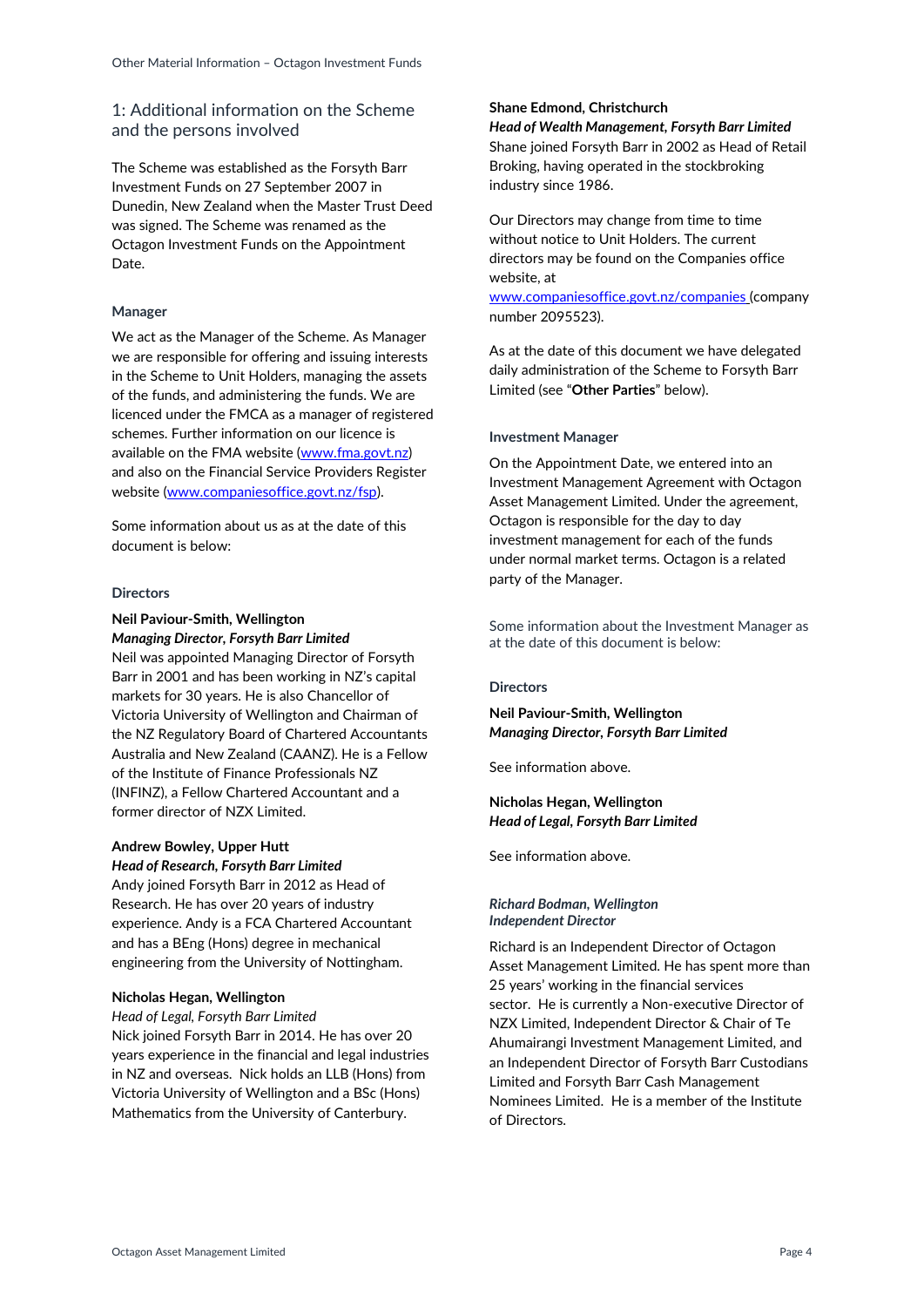## 1: Additional information on the Scheme and the persons involved

The Scheme was established as the Forsyth Barr Investment Funds on 27 September 2007 in Dunedin, New Zealand when the Master Trust Deed was signed. The Scheme was renamed as the Octagon Investment Funds on the Appointment Date.

### Manager

We act as the Manager of the Scheme. As Manager we are responsible for offering and issuing interests in the Scheme to Unit Holders, managing the assets of the funds, and administering the funds. We are licenced under the FMCA as a manager of registered schemes. Further information on our licence is available on the FMA website (www.fma.govt.nz) and also on the Financial Service Providers Register website (www.companiesoffice.govt.nz/fsp).

Some information about us as at the date of this document is below:

### Directors

**Neil Paviour-Smith, Wellington**
***Managing Director, Forsyth Barr Limited***
Neil was appointed Managing Director of Forsyth Barr in 2001 and has been working in NZ's capital markets for 30 years. He is also Chancellor of Victoria University of Wellington and Chairman of the NZ Regulatory Board of Chartered Accountants Australia and New Zealand (CAANZ). He is a Fellow of the Institute of Finance Professionals NZ (INFINZ), a Fellow Chartered Accountant and a former director of NZX Limited.

**Andrew Bowley, Upper Hutt**
***Head of Research, Forsyth Barr Limited***
Andy joined Forsyth Barr in 2012 as Head of Research. He has over 20 years of industry experience. Andy is a FCA Chartered Accountant and has a BEng (Hons) degree in mechanical engineering from the University of Nottingham.

**Nicholas Hegan, Wellington**
*Head of Legal, Forsyth Barr Limited*
Nick joined Forsyth Barr in 2014. He has over 20 years experience in the financial and legal industries in NZ and overseas. Nick holds an LLB (Hons) from Victoria University of Wellington and a BSc (Hons) Mathematics from the University of Canterbury.

**Shane Edmond, Christchurch**
***Head of Wealth Management, Forsyth Barr Limited***
Shane joined Forsyth Barr in 2002 as Head of Retail Broking, having operated in the stockbroking industry since 1986.

Our Directors may change from time to time without notice to Unit Holders. The current directors may be found on the Companies office website, at www.companiesoffice.govt.nz/companies (company number 2095523).

As at the date of this document we have delegated daily administration of the Scheme to Forsyth Barr Limited (see "**Other Parties**" below).

### Investment Manager

On the Appointment Date, we entered into an Investment Management Agreement with Octagon Asset Management Limited. Under the agreement, Octagon is responsible for the day to day investment management for each of the funds under normal market terms. Octagon is a related party of the Manager.

Some information about the Investment Manager as at the date of this document is below:

### Directors

**Neil Paviour-Smith, Wellington**
***Managing Director, Forsyth Barr Limited***

See information above.

**Nicholas Hegan, Wellington**
***Head of Legal, Forsyth Barr Limited***

See information above.

***Richard Bodman, Wellington***
***Independent Director***

Richard is an Independent Director of Octagon Asset Management Limited. He has spent more than 25 years' working in the financial services sector. He is currently a Non-executive Director of NZX Limited, Independent Director & Chair of Te Ahumairangi Investment Management Limited, and an Independent Director of Forsyth Barr Custodians Limited and Forsyth Barr Cash Management Nominees Limited. He is a member of the Institute of Directors.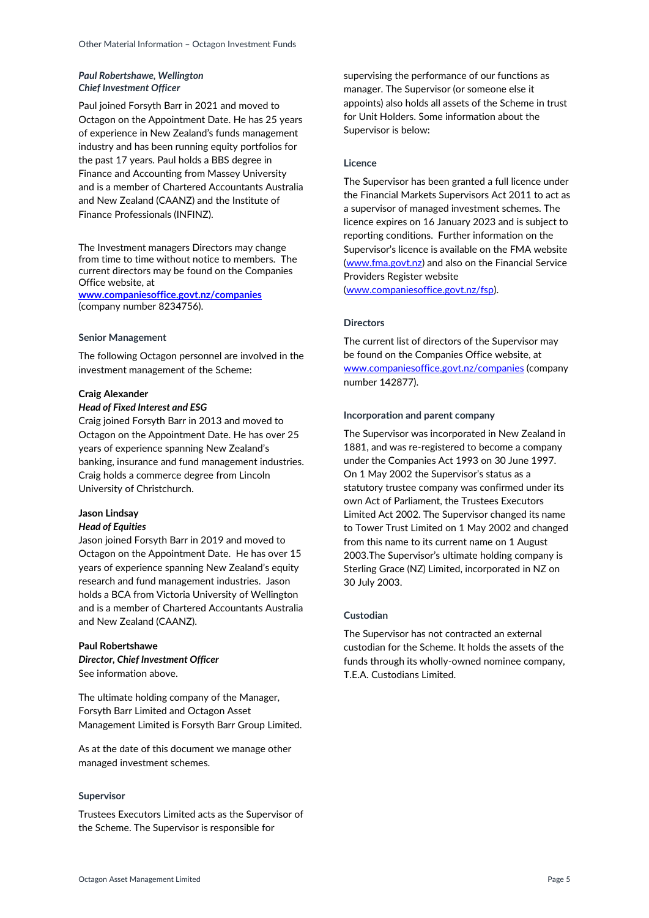***Paul Robertshawe, Wellington***
***Chief Investment Officer***

Paul joined Forsyth Barr in 2021 and moved to Octagon on the Appointment Date. He has 25 years of experience in New Zealand's funds management industry and has been running equity portfolios for the past 17 years. Paul holds a BBS degree in Finance and Accounting from Massey University and is a member of Chartered Accountants Australia and New Zealand (CAANZ) and the Institute of Finance Professionals (INFINZ).

The Investment managers Directors may change from time to time without notice to members. The current directors may be found on the Companies Office website, at **[www.companiesoffice.govt.nz/companies](http://www.companiesoffice.govt.nz/companies)** (company number 8234756).

#### Senior Management

The following Octagon personnel are involved in the investment management of the Scheme:

**Craig Alexander**
***Head of Fixed Interest and ESG***
Craig joined Forsyth Barr in 2013 and moved to Octagon on the Appointment Date. He has over 25 years of experience spanning New Zealand's banking, insurance and fund management industries. Craig holds a commerce degree from Lincoln University of Christchurch.

**Jason Lindsay**
***Head of Equities***
Jason joined Forsyth Barr in 2019 and moved to Octagon on the Appointment Date. He has over 15 years of experience spanning New Zealand's equity research and fund management industries. Jason holds a BCA from Victoria University of Wellington and is a member of Chartered Accountants Australia and New Zealand (CAANZ).

**Paul Robertshawe**
***Director, Chief Investment Officer***
See information above.

The ultimate holding company of the Manager, Forsyth Barr Limited and Octagon Asset Management Limited is Forsyth Barr Group Limited.

As at the date of this document we manage other managed investment schemes.

#### Supervisor

Trustees Executors Limited acts as the Supervisor of the Scheme. The Supervisor is responsible for supervising the performance of our functions as manager. The Supervisor (or someone else it appoints) also holds all assets of the Scheme in trust for Unit Holders. Some information about the Supervisor is below:

#### Licence

The Supervisor has been granted a full licence under the Financial Markets Supervisors Act 2011 to act as a supervisor of managed investment schemes. The licence expires on 16 January 2023 and is subject to reporting conditions. Further information on the Supervisor's licence is available on the FMA website ([www.fma.govt.nz](http://www.fma.govt.nz)) and also on the Financial Service Providers Register website ([www.companiesoffice.govt.nz/fsp](http://www.companiesoffice.govt.nz/fsp)).

#### Directors

The current list of directors of the Supervisor may be found on the Companies Office website, at [www.companiesoffice.govt.nz/companies](http://www.companiesoffice.govt.nz/companies) (company number 142877).

#### Incorporation and parent company

The Supervisor was incorporated in New Zealand in 1881, and was re-registered to become a company under the Companies Act 1993 on 30 June 1997. On 1 May 2002 the Supervisor's status as a statutory trustee company was confirmed under its own Act of Parliament, the Trustees Executors Limited Act 2002. The Supervisor changed its name to Tower Trust Limited on 1 May 2002 and changed from this name to its current name on 1 August 2003.The Supervisor's ultimate holding company is Sterling Grace (NZ) Limited, incorporated in NZ on 30 July 2003.

#### Custodian

The Supervisor has not contracted an external custodian for the Scheme. It holds the assets of the funds through its wholly-owned nominee company, T.E.A. Custodians Limited.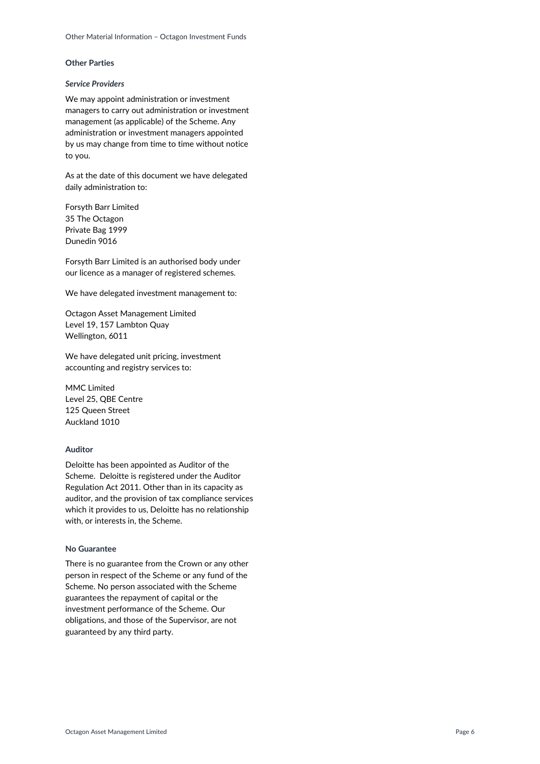## Other Parties

### *Service Providers*

We may appoint administration or investment managers to carry out administration or investment management (as applicable) of the Scheme. Any administration or investment managers appointed by us may change from time to time without notice to you.

As at the date of this document we have delegated daily administration to:

Forsyth Barr Limited
35 The Octagon
Private Bag 1999
Dunedin 9016

Forsyth Barr Limited is an authorised body under our licence as a manager of registered schemes.

We have delegated investment management to:

Octagon Asset Management Limited
Level 19, 157 Lambton Quay
Wellington, 6011

We have delegated unit pricing, investment accounting and registry services to:

MMC Limited
Level 25, QBE Centre
125 Queen Street
Auckland 1010

## Auditor

Deloitte has been appointed as Auditor of the Scheme. Deloitte is registered under the Auditor Regulation Act 2011. Other than in its capacity as auditor, and the provision of tax compliance services which it provides to us, Deloitte has no relationship with, or interests in, the Scheme.

## No Guarantee

There is no guarantee from the Crown or any other person in respect of the Scheme or any fund of the Scheme. No person associated with the Scheme guarantees the repayment of capital or the investment performance of the Scheme. Our obligations, and those of the Supervisor, are not guaranteed by any third party.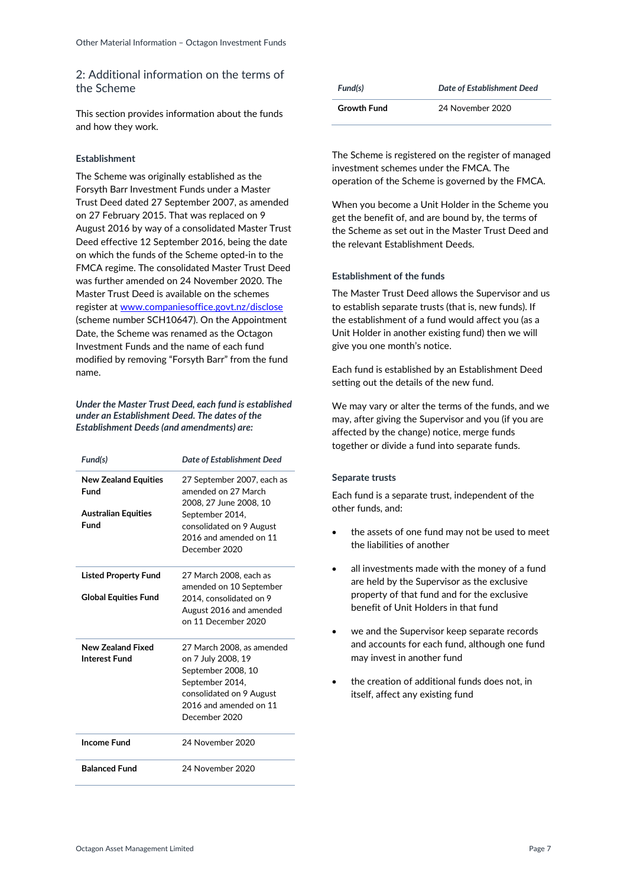## 2: Additional information on the terms of the Scheme

This section provides information about the funds and how they work.

### Establishment

The Scheme was originally established as the Forsyth Barr Investment Funds under a Master Trust Deed dated 27 September 2007, as amended on 27 February 2015. That was replaced on 9 August 2016 by way of a consolidated Master Trust Deed effective 12 September 2016, being the date on which the funds of the Scheme opted-in to the FMCA regime. The consolidated Master Trust Deed was further amended on 24 November 2020. The Master Trust Deed is available on the schemes register at www.companiesoffice.govt.nz/disclose (scheme number SCH10647). On the Appointment Date, the Scheme was renamed as the Octagon Investment Funds and the name of each fund modified by removing "Forsyth Barr" from the fund name.

***Under the Master Trust Deed, each fund is established under an Establishment Deed. The dates of the Establishment Deeds (and amendments) are:***

| *Fund(s)* | *Date of Establishment Deed* |
|---|---|
| **New Zealand Equities Fund**<br>**Australian Equities Fund** | 27 September 2007, each as amended on 27 March 2008, 27 June 2008, 10 September 2014, consolidated on 9 August 2016 and amended on 11 December 2020 |
| **Listed Property Fund**<br>**Global Equities Fund** | 27 March 2008, each as amended on 10 September 2014, consolidated on 9 August 2016 and amended on 11 December 2020 |
| **New Zealand Fixed Interest Fund** | 27 March 2008, as amended on 7 July 2008, 19 September 2008, 10 September 2014, consolidated on 9 August 2016 and amended on 11 December 2020 |
| **Income Fund** | 24 November 2020 |
| **Balanced Fund** | 24 November 2020 |
| **Growth Fund** | 24 November 2020 |

The Scheme is registered on the register of managed investment schemes under the FMCA. The operation of the Scheme is governed by the FMCA.

When you become a Unit Holder in the Scheme you get the benefit of, and are bound by, the terms of the Scheme as set out in the Master Trust Deed and the relevant Establishment Deeds.

### Establishment of the funds

The Master Trust Deed allows the Supervisor and us to establish separate trusts (that is, new funds). If the establishment of a fund would affect you (as a Unit Holder in another existing fund) then we will give you one month's notice.

Each fund is established by an Establishment Deed setting out the details of the new fund.

We may vary or alter the terms of the funds, and we may, after giving the Supervisor and you (if you are affected by the change) notice, merge funds together or divide a fund into separate funds.

### Separate trusts

Each fund is a separate trust, independent of the other funds, and:

- the assets of one fund may not be used to meet the liabilities of another
- all investments made with the money of a fund are held by the Supervisor as the exclusive property of that fund and for the exclusive benefit of Unit Holders in that fund
- we and the Supervisor keep separate records and accounts for each fund, although one fund may invest in another fund
- the creation of additional funds does not, in itself, affect any existing fund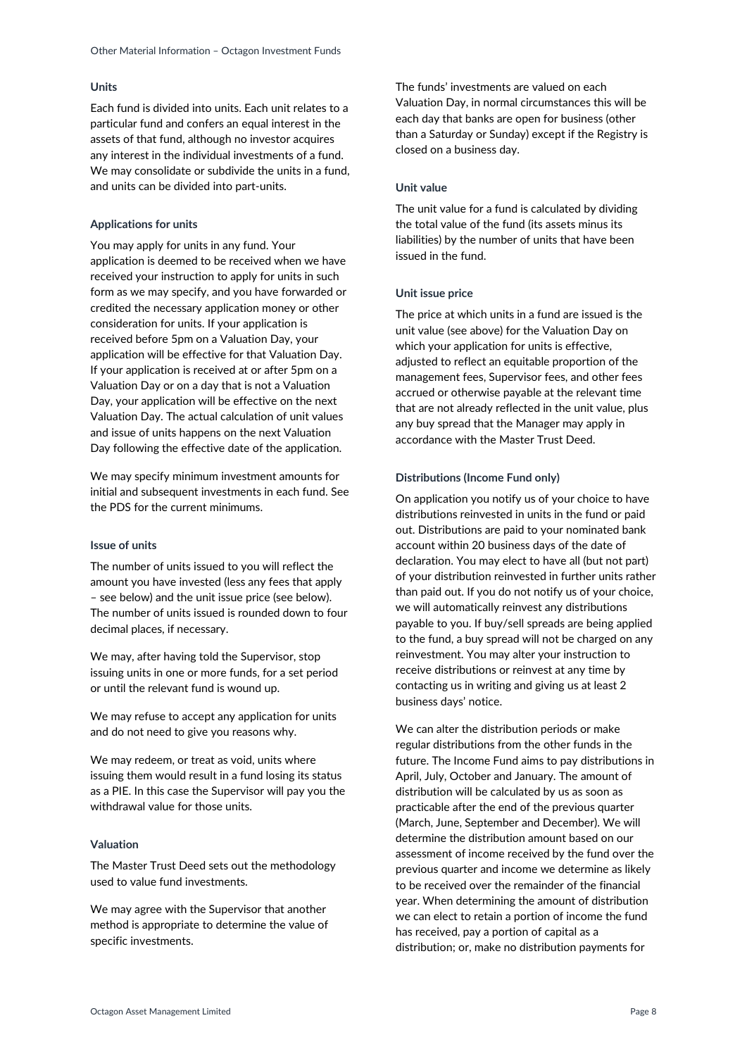### Units

Each fund is divided into units. Each unit relates to a particular fund and confers an equal interest in the assets of that fund, although no investor acquires any interest in the individual investments of a fund. We may consolidate or subdivide the units in a fund, and units can be divided into part-units.

### Applications for units

You may apply for units in any fund. Your application is deemed to be received when we have received your instruction to apply for units in such form as we may specify, and you have forwarded or credited the necessary application money or other consideration for units. If your application is received before 5pm on a Valuation Day, your application will be effective for that Valuation Day. If your application is received at or after 5pm on a Valuation Day or on a day that is not a Valuation Day, your application will be effective on the next Valuation Day. The actual calculation of unit values and issue of units happens on the next Valuation Day following the effective date of the application.

We may specify minimum investment amounts for initial and subsequent investments in each fund. See the PDS for the current minimums.

### Issue of units

The number of units issued to you will reflect the amount you have invested (less any fees that apply – see below) and the unit issue price (see below). The number of units issued is rounded down to four decimal places, if necessary.

We may, after having told the Supervisor, stop issuing units in one or more funds, for a set period or until the relevant fund is wound up.

We may refuse to accept any application for units and do not need to give you reasons why.

We may redeem, or treat as void, units where issuing them would result in a fund losing its status as a PIE. In this case the Supervisor will pay you the withdrawal value for those units.

### Valuation

The Master Trust Deed sets out the methodology used to value fund investments.

We may agree with the Supervisor that another method is appropriate to determine the value of specific investments.

The funds' investments are valued on each Valuation Day, in normal circumstances this will be each day that banks are open for business (other than a Saturday or Sunday) except if the Registry is closed on a business day.

### Unit value

The unit value for a fund is calculated by dividing the total value of the fund (its assets minus its liabilities) by the number of units that have been issued in the fund.

### Unit issue price

The price at which units in a fund are issued is the unit value (see above) for the Valuation Day on which your application for units is effective, adjusted to reflect an equitable proportion of the management fees, Supervisor fees, and other fees accrued or otherwise payable at the relevant time that are not already reflected in the unit value, plus any buy spread that the Manager may apply in accordance with the Master Trust Deed.

### Distributions (Income Fund only)

On application you notify us of your choice to have distributions reinvested in units in the fund or paid out. Distributions are paid to your nominated bank account within 20 business days of the date of declaration. You may elect to have all (but not part) of your distribution reinvested in further units rather than paid out. If you do not notify us of your choice, we will automatically reinvest any distributions payable to you. If buy/sell spreads are being applied to the fund, a buy spread will not be charged on any reinvestment. You may alter your instruction to receive distributions or reinvest at any time by contacting us in writing and giving us at least 2 business days' notice.

We can alter the distribution periods or make regular distributions from the other funds in the future. The Income Fund aims to pay distributions in April, July, October and January. The amount of distribution will be calculated by us as soon as practicable after the end of the previous quarter (March, June, September and December). We will determine the distribution amount based on our assessment of income received by the fund over the previous quarter and income we determine as likely to be received over the remainder of the financial year. When determining the amount of distribution we can elect to retain a portion of income the fund has received, pay a portion of capital as a distribution; or, make no distribution payments for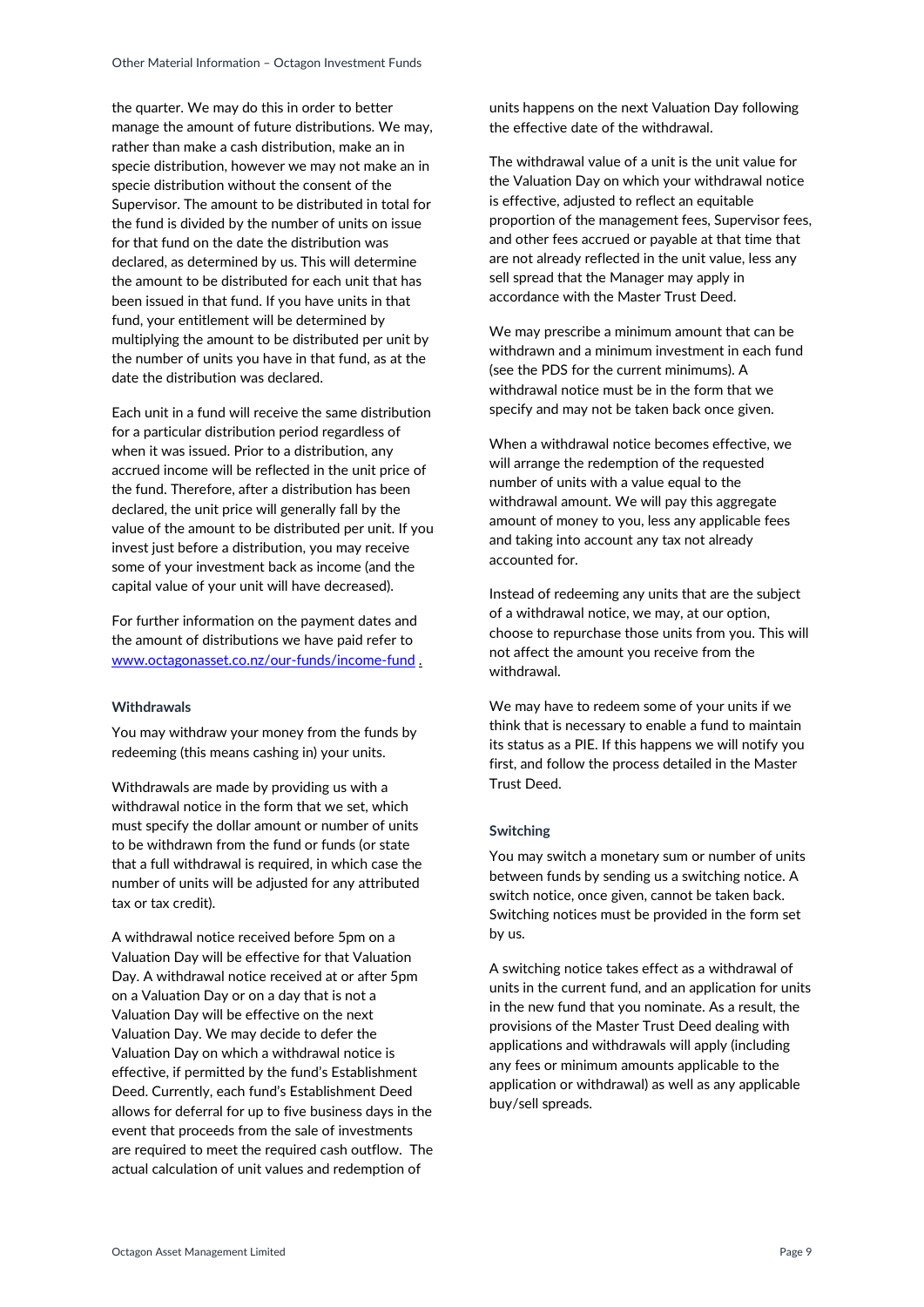the quarter. We may do this in order to better manage the amount of future distributions. We may, rather than make a cash distribution, make an in specie distribution, however we may not make an in specie distribution without the consent of the Supervisor. The amount to be distributed in total for the fund is divided by the number of units on issue for that fund on the date the distribution was declared, as determined by us. This will determine the amount to be distributed for each unit that has been issued in that fund. If you have units in that fund, your entitlement will be determined by multiplying the amount to be distributed per unit by the number of units you have in that fund, as at the date the distribution was declared.

Each unit in a fund will receive the same distribution for a particular distribution period regardless of when it was issued. Prior to a distribution, any accrued income will be reflected in the unit price of the fund. Therefore, after a distribution has been declared, the unit price will generally fall by the value of the amount to be distributed per unit. If you invest just before a distribution, you may receive some of your investment back as income (and the capital value of your unit will have decreased).

For further information on the payment dates and the amount of distributions we have paid refer to [www.octagonasset.co.nz/our-funds/income-fund](www.octagonasset.co.nz/our-funds/income-fund) .

#### Withdrawals

You may withdraw your money from the funds by redeeming (this means cashing in) your units.

Withdrawals are made by providing us with a withdrawal notice in the form that we set, which must specify the dollar amount or number of units to be withdrawn from the fund or funds (or state that a full withdrawal is required, in which case the number of units will be adjusted for any attributed tax or tax credit).

A withdrawal notice received before 5pm on a Valuation Day will be effective for that Valuation Day. A withdrawal notice received at or after 5pm on a Valuation Day or on a day that is not a Valuation Day will be effective on the next Valuation Day. We may decide to defer the Valuation Day on which a withdrawal notice is effective, if permitted by the fund's Establishment Deed. Currently, each fund's Establishment Deed allows for deferral for up to five business days in the event that proceeds from the sale of investments are required to meet the required cash outflow. The actual calculation of unit values and redemption of units happens on the next Valuation Day following the effective date of the withdrawal.

The withdrawal value of a unit is the unit value for the Valuation Day on which your withdrawal notice is effective, adjusted to reflect an equitable proportion of the management fees, Supervisor fees, and other fees accrued or payable at that time that are not already reflected in the unit value, less any sell spread that the Manager may apply in accordance with the Master Trust Deed.

We may prescribe a minimum amount that can be withdrawn and a minimum investment in each fund (see the PDS for the current minimums). A withdrawal notice must be in the form that we specify and may not be taken back once given.

When a withdrawal notice becomes effective, we will arrange the redemption of the requested number of units with a value equal to the withdrawal amount. We will pay this aggregate amount of money to you, less any applicable fees and taking into account any tax not already accounted for.

Instead of redeeming any units that are the subject of a withdrawal notice, we may, at our option, choose to repurchase those units from you. This will not affect the amount you receive from the withdrawal.

We may have to redeem some of your units if we think that is necessary to enable a fund to maintain its status as a PIE. If this happens we will notify you first, and follow the process detailed in the Master Trust Deed.

#### Switching

You may switch a monetary sum or number of units between funds by sending us a switching notice. A switch notice, once given, cannot be taken back. Switching notices must be provided in the form set by us.

A switching notice takes effect as a withdrawal of units in the current fund, and an application for units in the new fund that you nominate. As a result, the provisions of the Master Trust Deed dealing with applications and withdrawals will apply (including any fees or minimum amounts applicable to the application or withdrawal) as well as any applicable buy/sell spreads.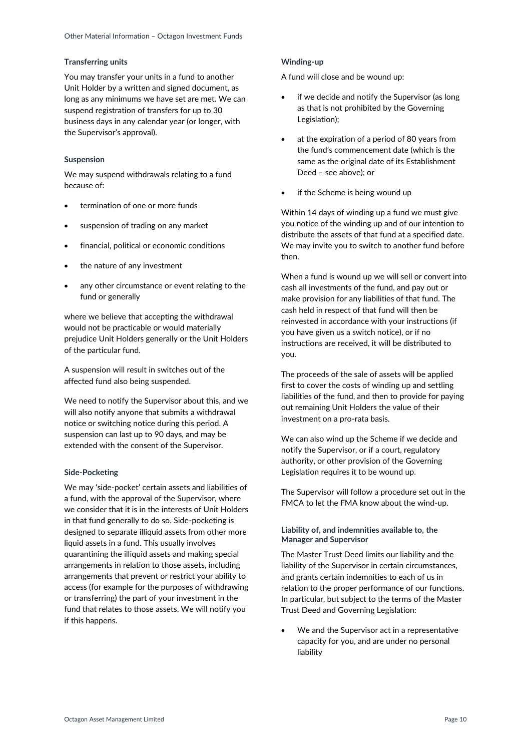### Transferring units

You may transfer your units in a fund to another Unit Holder by a written and signed document, as long as any minimums we have set are met. We can suspend registration of transfers for up to 30 business days in any calendar year (or longer, with the Supervisor's approval).

### Suspension

We may suspend withdrawals relating to a fund because of:

- termination of one or more funds
- suspension of trading on any market
- financial, political or economic conditions
- the nature of any investment
- any other circumstance or event relating to the fund or generally

where we believe that accepting the withdrawal would not be practicable or would materially prejudice Unit Holders generally or the Unit Holders of the particular fund.

A suspension will result in switches out of the affected fund also being suspended.

We need to notify the Supervisor about this, and we will also notify anyone that submits a withdrawal notice or switching notice during this period. A suspension can last up to 90 days, and may be extended with the consent of the Supervisor.

### Side-Pocketing

We may 'side-pocket' certain assets and liabilities of a fund, with the approval of the Supervisor, where we consider that it is in the interests of Unit Holders in that fund generally to do so. Side-pocketing is designed to separate illiquid assets from other more liquid assets in a fund. This usually involves quarantining the illiquid assets and making special arrangements in relation to those assets, including arrangements that prevent or restrict your ability to access (for example for the purposes of withdrawing or transferring) the part of your investment in the fund that relates to those assets. We will notify you if this happens.

### Winding-up

A fund will close and be wound up:

- if we decide and notify the Supervisor (as long as that is not prohibited by the Governing Legislation);
- at the expiration of a period of 80 years from the fund's commencement date (which is the same as the original date of its Establishment Deed – see above); or
- if the Scheme is being wound up

Within 14 days of winding up a fund we must give you notice of the winding up and of our intention to distribute the assets of that fund at a specified date. We may invite you to switch to another fund before then.

When a fund is wound up we will sell or convert into cash all investments of the fund, and pay out or make provision for any liabilities of that fund. The cash held in respect of that fund will then be reinvested in accordance with your instructions (if you have given us a switch notice), or if no instructions are received, it will be distributed to you.

The proceeds of the sale of assets will be applied first to cover the costs of winding up and settling liabilities of the fund, and then to provide for paying out remaining Unit Holders the value of their investment on a pro-rata basis.

We can also wind up the Scheme if we decide and notify the Supervisor, or if a court, regulatory authority, or other provision of the Governing Legislation requires it to be wound up.

The Supervisor will follow a procedure set out in the FMCA to let the FMA know about the wind-up.

### Liability of, and indemnities available to, the Manager and Supervisor

The Master Trust Deed limits our liability and the liability of the Supervisor in certain circumstances, and grants certain indemnities to each of us in relation to the proper performance of our functions. In particular, but subject to the terms of the Master Trust Deed and Governing Legislation:

- We and the Supervisor act in a representative capacity for you, and are under no personal liability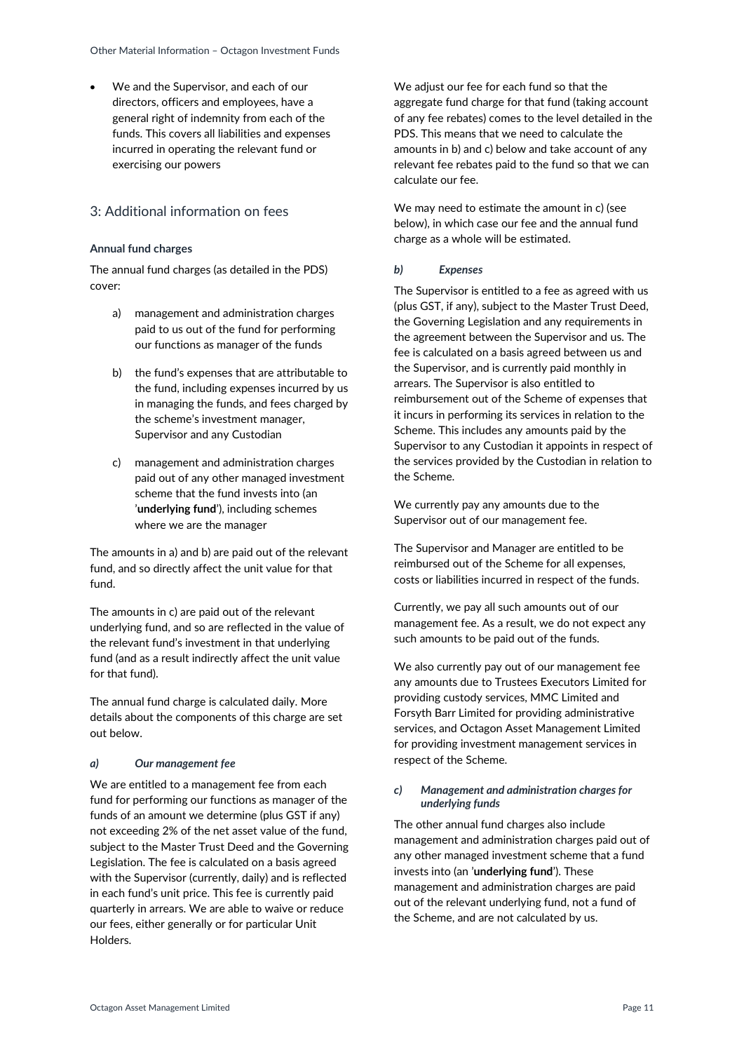- We and the Supervisor, and each of our directors, officers and employees, have a general right of indemnity from each of the funds. This covers all liabilities and expenses incurred in operating the relevant fund or exercising our powers

## 3: Additional information on fees

**Annual fund charges**

The annual fund charges (as detailed in the PDS) cover:

a) management and administration charges paid to us out of the fund for performing our functions as manager of the funds

b) the fund's expenses that are attributable to the fund, including expenses incurred by us in managing the funds, and fees charged by the scheme's investment manager, Supervisor and any Custodian

c) management and administration charges paid out of any other managed investment scheme that the fund invests into (an '**underlying fund**'), including schemes where we are the manager

The amounts in a) and b) are paid out of the relevant fund, and so directly affect the unit value for that fund.

The amounts in c) are paid out of the relevant underlying fund, and so are reflected in the value of the relevant fund's investment in that underlying fund (and as a result indirectly affect the unit value for that fund).

The annual fund charge is calculated daily. More details about the components of this charge are set out below.

***a) Our management fee***

We are entitled to a management fee from each fund for performing our functions as manager of the funds of an amount we determine (plus GST if any) not exceeding 2% of the net asset value of the fund, subject to the Master Trust Deed and the Governing Legislation. The fee is calculated on a basis agreed with the Supervisor (currently, daily) and is reflected in each fund's unit price. This fee is currently paid quarterly in arrears. We are able to waive or reduce our fees, either generally or for particular Unit Holders.

We adjust our fee for each fund so that the aggregate fund charge for that fund (taking account of any fee rebates) comes to the level detailed in the PDS. This means that we need to calculate the amounts in b) and c) below and take account of any relevant fee rebates paid to the fund so that we can calculate our fee.

We may need to estimate the amount in c) (see below), in which case our fee and the annual fund charge as a whole will be estimated.

***b) Expenses***

The Supervisor is entitled to a fee as agreed with us (plus GST, if any), subject to the Master Trust Deed, the Governing Legislation and any requirements in the agreement between the Supervisor and us. The fee is calculated on a basis agreed between us and the Supervisor, and is currently paid monthly in arrears. The Supervisor is also entitled to reimbursement out of the Scheme of expenses that it incurs in performing its services in relation to the Scheme. This includes any amounts paid by the Supervisor to any Custodian it appoints in respect of the services provided by the Custodian in relation to the Scheme.

We currently pay any amounts due to the Supervisor out of our management fee.

The Supervisor and Manager are entitled to be reimbursed out of the Scheme for all expenses, costs or liabilities incurred in respect of the funds.

Currently, we pay all such amounts out of our management fee. As a result, we do not expect any such amounts to be paid out of the funds.

We also currently pay out of our management fee any amounts due to Trustees Executors Limited for providing custody services, MMC Limited and Forsyth Barr Limited for providing administrative services, and Octagon Asset Management Limited for providing investment management services in respect of the Scheme.

***c) Management and administration charges for underlying funds***

The other annual fund charges also include management and administration charges paid out of any other managed investment scheme that a fund invests into (an '**underlying fund**'). These management and administration charges are paid out of the relevant underlying fund, not a fund of the Scheme, and are not calculated by us.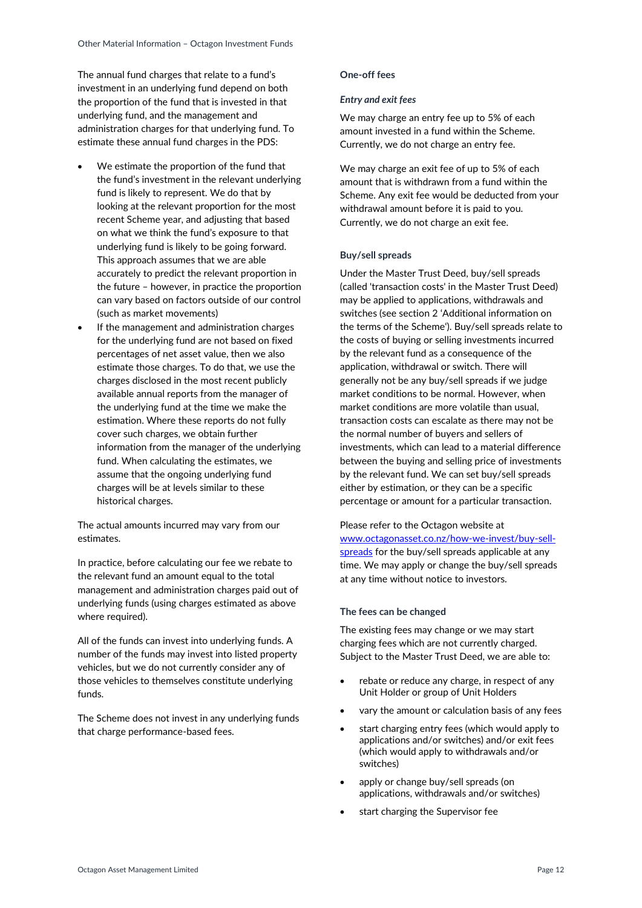The annual fund charges that relate to a fund's investment in an underlying fund depend on both the proportion of the fund that is invested in that underlying fund, and the management and administration charges for that underlying fund. To estimate these annual fund charges in the PDS:

- We estimate the proportion of the fund that the fund's investment in the relevant underlying fund is likely to represent. We do that by looking at the relevant proportion for the most recent Scheme year, and adjusting that based on what we think the fund's exposure to that underlying fund is likely to be going forward. This approach assumes that we are able accurately to predict the relevant proportion in the future – however, in practice the proportion can vary based on factors outside of our control (such as market movements)
- If the management and administration charges for the underlying fund are not based on fixed percentages of net asset value, then we also estimate those charges. To do that, we use the charges disclosed in the most recent publicly available annual reports from the manager of the underlying fund at the time we make the estimation. Where these reports do not fully cover such charges, we obtain further information from the manager of the underlying fund. When calculating the estimates, we assume that the ongoing underlying fund charges will be at levels similar to these historical charges.

The actual amounts incurred may vary from our estimates.

In practice, before calculating our fee we rebate to the relevant fund an amount equal to the total management and administration charges paid out of underlying funds (using charges estimated as above where required).

All of the funds can invest into underlying funds. A number of the funds may invest into listed property vehicles, but we do not currently consider any of those vehicles to themselves constitute underlying funds.

The Scheme does not invest in any underlying funds that charge performance-based fees.

### One-off fees

#### *Entry and exit fees*

We may charge an entry fee up to 5% of each amount invested in a fund within the Scheme. Currently, we do not charge an entry fee.

We may charge an exit fee of up to 5% of each amount that is withdrawn from a fund within the Scheme. Any exit fee would be deducted from your withdrawal amount before it is paid to you. Currently, we do not charge an exit fee.

### Buy/sell spreads

Under the Master Trust Deed, buy/sell spreads (called 'transaction costs' in the Master Trust Deed) may be applied to applications, withdrawals and switches (see section 2 'Additional information on the terms of the Scheme'). Buy/sell spreads relate to the costs of buying or selling investments incurred by the relevant fund as a consequence of the application, withdrawal or switch. There will generally not be any buy/sell spreads if we judge market conditions to be normal. However, when market conditions are more volatile than usual, transaction costs can escalate as there may not be the normal number of buyers and sellers of investments, which can lead to a material difference between the buying and selling price of investments by the relevant fund. We can set buy/sell spreads either by estimation, or they can be a specific percentage or amount for a particular transaction.

Please refer to the Octagon website at [www.octagonasset.co.nz/how-we-invest/buy-sell-spreads](http://www.octagonasset.co.nz/how-we-invest/buy-sell-spreads) for the buy/sell spreads applicable at any time. We may apply or change the buy/sell spreads at any time without notice to investors.

### The fees can be changed

The existing fees may change or we may start charging fees which are not currently charged. Subject to the Master Trust Deed, we are able to:

- rebate or reduce any charge, in respect of any Unit Holder or group of Unit Holders
- vary the amount or calculation basis of any fees
- start charging entry fees (which would apply to applications and/or switches) and/or exit fees (which would apply to withdrawals and/or switches)
- apply or change buy/sell spreads (on applications, withdrawals and/or switches)
- start charging the Supervisor fee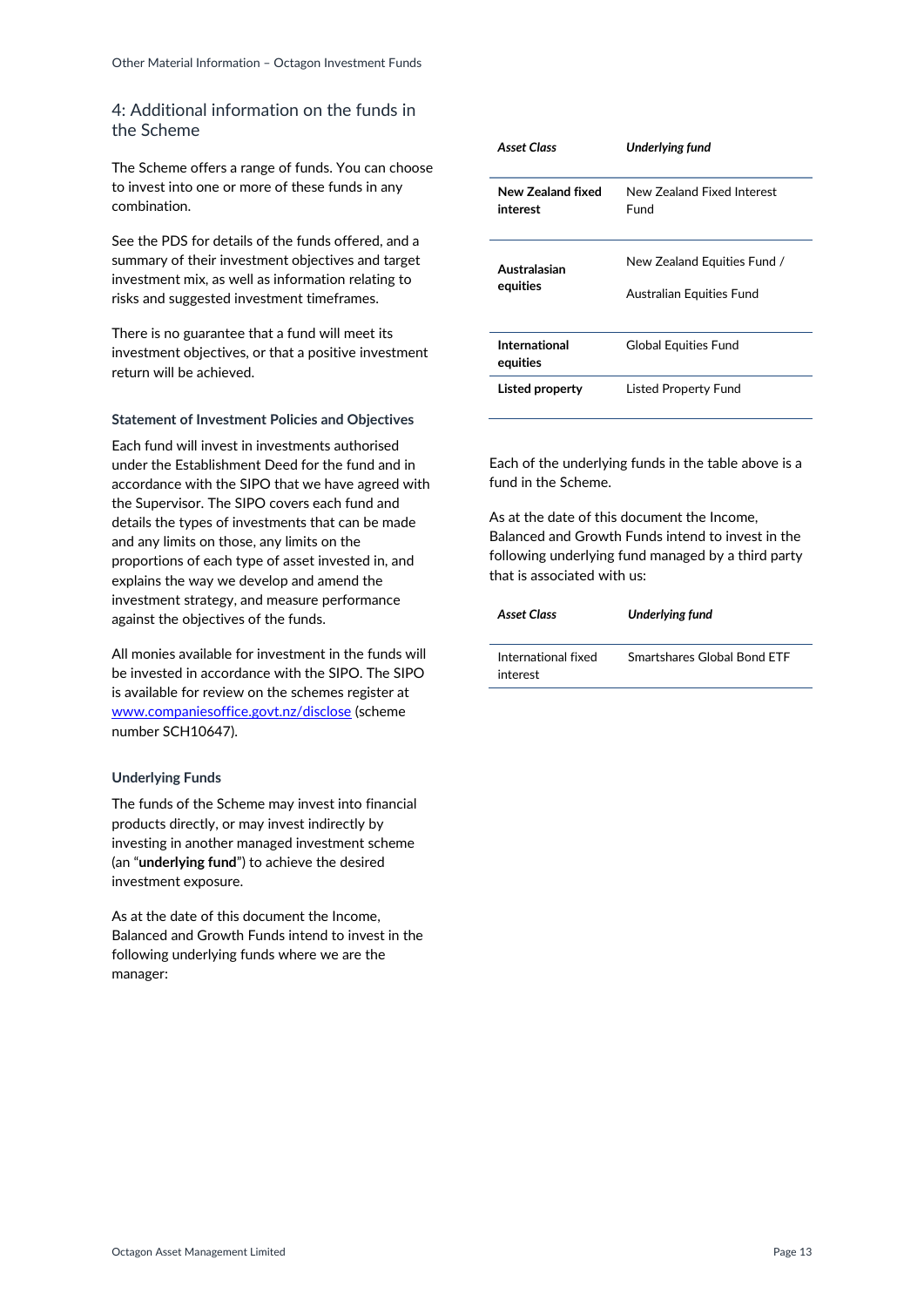## 4: Additional information on the funds in the Scheme

The Scheme offers a range of funds. You can choose to invest into one or more of these funds in any combination.

See the PDS for details of the funds offered, and a summary of their investment objectives and target investment mix, as well as information relating to risks and suggested investment timeframes.

There is no guarantee that a fund will meet its investment objectives, or that a positive investment return will be achieved.

### Statement of Investment Policies and Objectives

Each fund will invest in investments authorised under the Establishment Deed for the fund and in accordance with the SIPO that we have agreed with the Supervisor. The SIPO covers each fund and details the types of investments that can be made and any limits on those, any limits on the proportions of each type of asset invested in, and explains the way we develop and amend the investment strategy, and measure performance against the objectives of the funds.

All monies available for investment in the funds will be invested in accordance with the SIPO. The SIPO is available for review on the schemes register at [www.companiesoffice.govt.nz/disclose](www.companiesoffice.govt.nz/disclose) (scheme number SCH10647).

### Underlying Funds

The funds of the Scheme may invest into financial products directly, or may invest indirectly by investing in another managed investment scheme (an "**underlying fund**") to achieve the desired investment exposure.

As at the date of this document the Income, Balanced and Growth Funds intend to invest in the following underlying funds where we are the manager:

| *Asset Class* | *Underlying fund* |
| --- | --- |
| **New Zealand fixed interest** | New Zealand Fixed Interest Fund |
| **Australasian equities** | New Zealand Equities Fund / Australian Equities Fund |
| **International equities** | Global Equities Fund |
| **Listed property** | Listed Property Fund |

Each of the underlying funds in the table above is a fund in the Scheme.

As at the date of this document the Income, Balanced and Growth Funds intend to invest in the following underlying fund managed by a third party that is associated with us:

| *Asset Class* | *Underlying fund* |
| --- | --- |
| International fixed interest | Smartshares Global Bond ETF |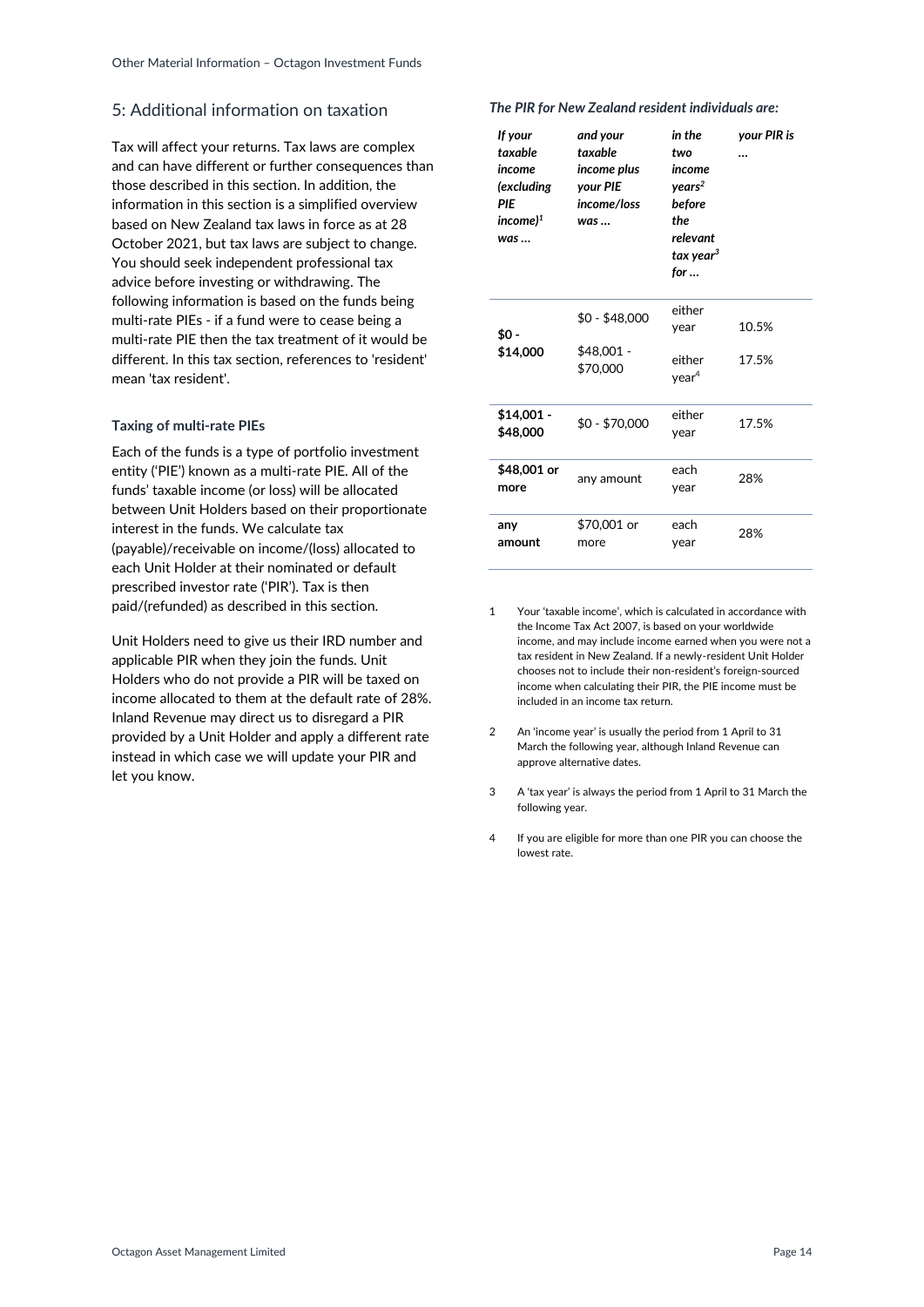## 5: Additional information on taxation

Tax will affect your returns. Tax laws are complex and can have different or further consequences than those described in this section. In addition, the information in this section is a simplified overview based on New Zealand tax laws in force as at 28 October 2021, but tax laws are subject to change. You should seek independent professional tax advice before investing or withdrawing. The following information is based on the funds being multi-rate PIEs - if a fund were to cease being a multi-rate PIE then the tax treatment of it would be different. In this tax section, references to 'resident' mean 'tax resident'.

### Taxing of multi-rate PIEs

Each of the funds is a type of portfolio investment entity ('PIE') known as a multi-rate PIE. All of the funds' taxable income (or loss) will be allocated between Unit Holders based on their proportionate interest in the funds. We calculate tax (payable)/receivable on income/(loss) allocated to each Unit Holder at their nominated or default prescribed investor rate ('PIR'). Tax is then paid/(refunded) as described in this section.

Unit Holders need to give us their IRD number and applicable PIR when they join the funds. Unit Holders who do not provide a PIR will be taxed on income allocated to them at the default rate of 28%. Inland Revenue may direct us to disregard a PIR provided by a Unit Holder and apply a different rate instead in which case we will update your PIR and let you know.

***The PIR for New Zealand resident individuals are:***

| *If your taxable income (excluding PIE income)[1] was …* | *and your taxable income plus your PIE income/loss was …* | *in the two income years[2] before the relevant tax year[3] for …* | *your PIR is …* |
|---|---|---|---|
| **$0 - $14,000** | $0 - $48,000 | either year | 10.5% |
| | $48,001 - $70,000 | either year[4] | 17.5% |
| **$14,001 - $48,000** | $0 - $70,000 | either year | 17.5% |
| **$48,001 or more** | any amount | each year | 28% |
| **any amount** | $70,001 or more | each year | 28% |

1. Your 'taxable income', which is calculated in accordance with the Income Tax Act 2007, is based on your worldwide income, and may include income earned when you were not a tax resident in New Zealand. If a newly-resident Unit Holder chooses not to include their non-resident's foreign-sourced income when calculating their PIR, the PIE income must be included in an income tax return.
2. An 'income year' is usually the period from 1 April to 31 March the following year, although Inland Revenue can approve alternative dates.
3. A 'tax year' is always the period from 1 April to 31 March the following year.
4. If you are eligible for more than one PIR you can choose the lowest rate.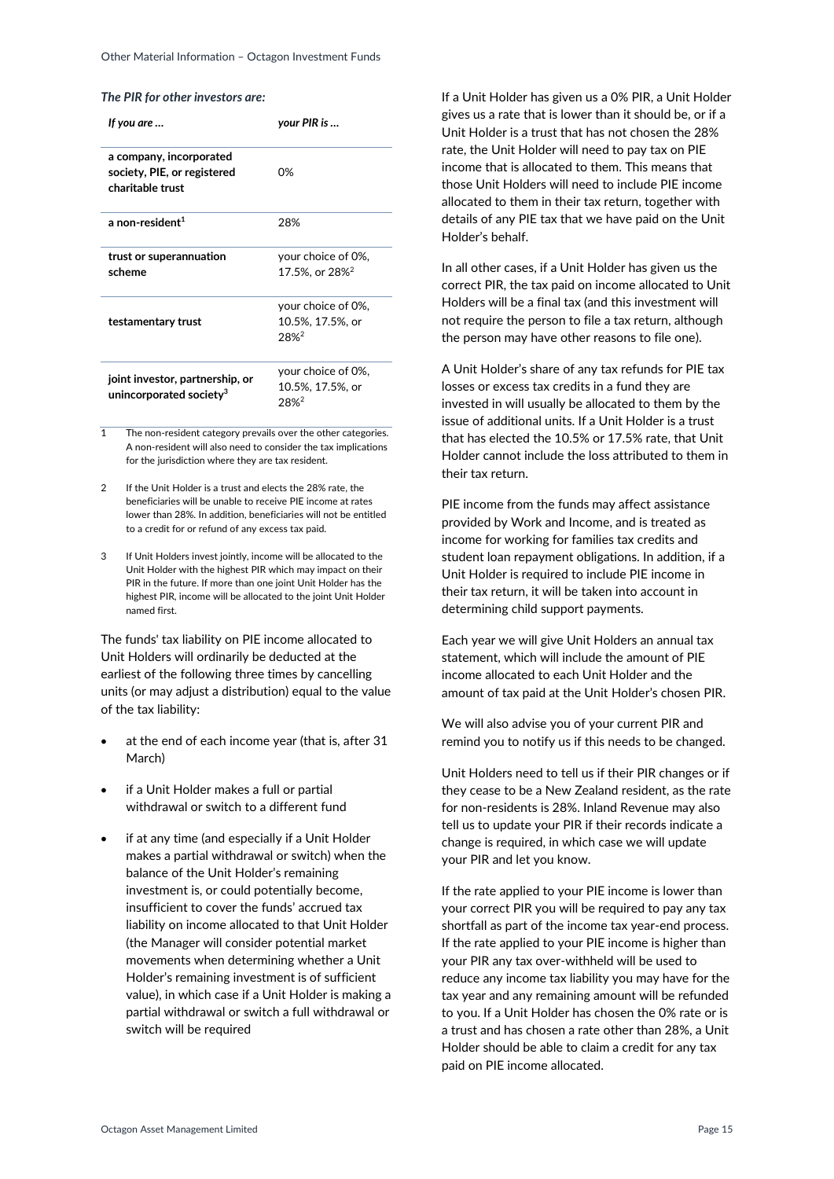***The PIR for other investors are:***

| *If you are …* | *your PIR is …* |
|---|---|
| **a company, incorporated society, PIE, or registered charitable trust** | 0% |
| **a non-resident**[1] | 28% |
| **trust or superannuation scheme** | your choice of 0%, 17.5%, or 28%[2] |
| **testamentary trust** | your choice of 0%, 10.5%, 17.5%, or 28%[2] |
| **joint investor, partnership, or unincorporated society**[3] | your choice of 0%, 10.5%, 17.5%, or 28%[2] |

1 The non-resident category prevails over the other categories. A non-resident will also need to consider the tax implications for the jurisdiction where they are tax resident.

2 If the Unit Holder is a trust and elects the 28% rate, the beneficiaries will be unable to receive PIE income at rates lower than 28%. In addition, beneficiaries will not be entitled to a credit for or refund of any excess tax paid.

3 If Unit Holders invest jointly, income will be allocated to the Unit Holder with the highest PIR which may impact on their PIR in the future. If more than one joint Unit Holder has the highest PIR, income will be allocated to the joint Unit Holder named first.

The funds' tax liability on PIE income allocated to Unit Holders will ordinarily be deducted at the earliest of the following three times by cancelling units (or may adjust a distribution) equal to the value of the tax liability:

- at the end of each income year (that is, after 31 March)
- if a Unit Holder makes a full or partial withdrawal or switch to a different fund
- if at any time (and especially if a Unit Holder makes a partial withdrawal or switch) when the balance of the Unit Holder's remaining investment is, or could potentially become, insufficient to cover the funds' accrued tax liability on income allocated to that Unit Holder (the Manager will consider potential market movements when determining whether a Unit Holder's remaining investment is of sufficient value), in which case if a Unit Holder is making a partial withdrawal or switch a full withdrawal or switch will be required

If a Unit Holder has given us a 0% PIR, a Unit Holder gives us a rate that is lower than it should be, or if a Unit Holder is a trust that has not chosen the 28% rate, the Unit Holder will need to pay tax on PIE income that is allocated to them. This means that those Unit Holders will need to include PIE income allocated to them in their tax return, together with details of any PIE tax that we have paid on the Unit Holder's behalf.

In all other cases, if a Unit Holder has given us the correct PIR, the tax paid on income allocated to Unit Holders will be a final tax (and this investment will not require the person to file a tax return, although the person may have other reasons to file one).

A Unit Holder's share of any tax refunds for PIE tax losses or excess tax credits in a fund they are invested in will usually be allocated to them by the issue of additional units. If a Unit Holder is a trust that has elected the 10.5% or 17.5% rate, that Unit Holder cannot include the loss attributed to them in their tax return.

PIE income from the funds may affect assistance provided by Work and Income, and is treated as income for working for families tax credits and student loan repayment obligations. In addition, if a Unit Holder is required to include PIE income in their tax return, it will be taken into account in determining child support payments.

Each year we will give Unit Holders an annual tax statement, which will include the amount of PIE income allocated to each Unit Holder and the amount of tax paid at the Unit Holder's chosen PIR.

We will also advise you of your current PIR and remind you to notify us if this needs to be changed.

Unit Holders need to tell us if their PIR changes or if they cease to be a New Zealand resident, as the rate for non-residents is 28%. Inland Revenue may also tell us to update your PIR if their records indicate a change is required, in which case we will update your PIR and let you know.

If the rate applied to your PIE income is lower than your correct PIR you will be required to pay any tax shortfall as part of the income tax year-end process. If the rate applied to your PIE income is higher than your PIR any tax over-withheld will be used to reduce any income tax liability you may have for the tax year and any remaining amount will be refunded to you. If a Unit Holder has chosen the 0% rate or is a trust and has chosen a rate other than 28%, a Unit Holder should be able to claim a credit for any tax paid on PIE income allocated.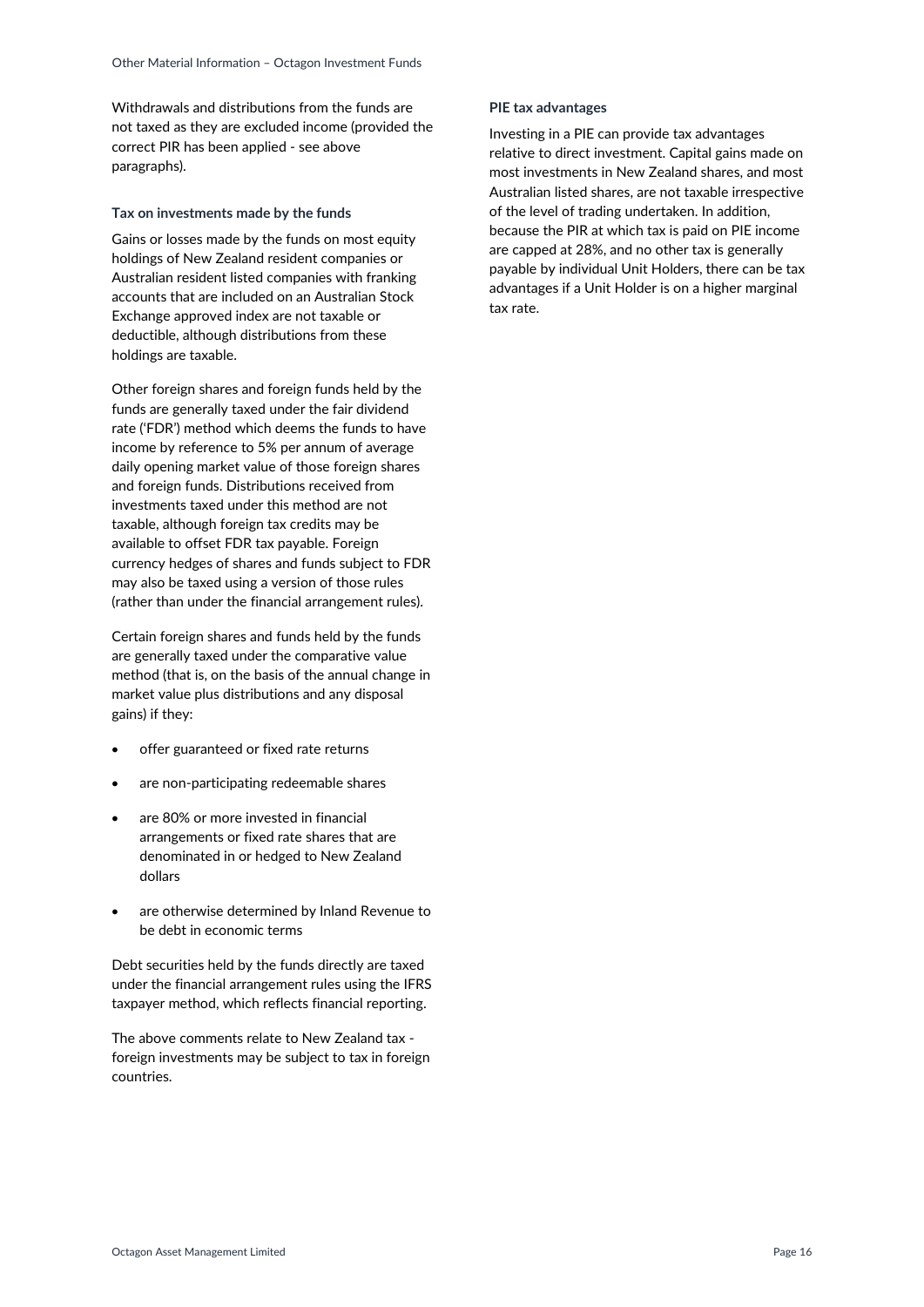Withdrawals and distributions from the funds are not taxed as they are excluded income (provided the correct PIR has been applied - see above paragraphs).

### Tax on investments made by the funds

Gains or losses made by the funds on most equity holdings of New Zealand resident companies or Australian resident listed companies with franking accounts that are included on an Australian Stock Exchange approved index are not taxable or deductible, although distributions from these holdings are taxable.

Other foreign shares and foreign funds held by the funds are generally taxed under the fair dividend rate ('FDR') method which deems the funds to have income by reference to 5% per annum of average daily opening market value of those foreign shares and foreign funds. Distributions received from investments taxed under this method are not taxable, although foreign tax credits may be available to offset FDR tax payable. Foreign currency hedges of shares and funds subject to FDR may also be taxed using a version of those rules (rather than under the financial arrangement rules).

Certain foreign shares and funds held by the funds are generally taxed under the comparative value method (that is, on the basis of the annual change in market value plus distributions and any disposal gains) if they:

- offer guaranteed or fixed rate returns
- are non-participating redeemable shares
- are 80% or more invested in financial arrangements or fixed rate shares that are denominated in or hedged to New Zealand dollars
- are otherwise determined by Inland Revenue to be debt in economic terms

Debt securities held by the funds directly are taxed under the financial arrangement rules using the IFRS taxpayer method, which reflects financial reporting.

The above comments relate to New Zealand tax - foreign investments may be subject to tax in foreign countries.

### PIE tax advantages

Investing in a PIE can provide tax advantages relative to direct investment. Capital gains made on most investments in New Zealand shares, and most Australian listed shares, are not taxable irrespective of the level of trading undertaken. In addition, because the PIR at which tax is paid on PIE income are capped at 28%, and no other tax is generally payable by individual Unit Holders, there can be tax advantages if a Unit Holder is on a higher marginal tax rate.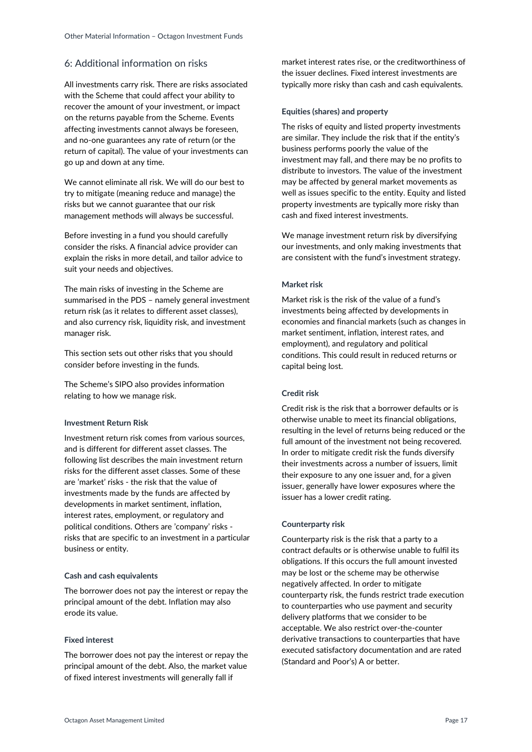## 6: Additional information on risks

All investments carry risk. There are risks associated with the Scheme that could affect your ability to recover the amount of your investment, or impact on the returns payable from the Scheme. Events affecting investments cannot always be foreseen, and no-one guarantees any rate of return (or the return of capital). The value of your investments can go up and down at any time.

We cannot eliminate all risk. We will do our best to try to mitigate (meaning reduce and manage) the risks but we cannot guarantee that our risk management methods will always be successful.

Before investing in a fund you should carefully consider the risks. A financial advice provider can explain the risks in more detail, and tailor advice to suit your needs and objectives.

The main risks of investing in the Scheme are summarised in the PDS – namely general investment return risk (as it relates to different asset classes), and also currency risk, liquidity risk, and investment manager risk.

This section sets out other risks that you should consider before investing in the funds.

The Scheme's SIPO also provides information relating to how we manage risk.

#### Investment Return Risk

Investment return risk comes from various sources, and is different for different asset classes. The following list describes the main investment return risks for the different asset classes. Some of these are 'market' risks - the risk that the value of investments made by the funds are affected by developments in market sentiment, inflation, interest rates, employment, or regulatory and political conditions. Others are 'company' risks - risks that are specific to an investment in a particular business or entity.

#### Cash and cash equivalents

The borrower does not pay the interest or repay the principal amount of the debt. Inflation may also erode its value.

#### Fixed interest

The borrower does not pay the interest or repay the principal amount of the debt. Also, the market value of fixed interest investments will generally fall if market interest rates rise, or the creditworthiness of the issuer declines. Fixed interest investments are typically more risky than cash and cash equivalents.

#### Equities (shares) and property

The risks of equity and listed property investments are similar. They include the risk that if the entity's business performs poorly the value of the investment may fall, and there may be no profits to distribute to investors. The value of the investment may be affected by general market movements as well as issues specific to the entity. Equity and listed property investments are typically more risky than cash and fixed interest investments.

We manage investment return risk by diversifying our investments, and only making investments that are consistent with the fund's investment strategy.

#### Market risk

Market risk is the risk of the value of a fund's investments being affected by developments in economies and financial markets (such as changes in market sentiment, inflation, interest rates, and employment), and regulatory and political conditions. This could result in reduced returns or capital being lost.

#### Credit risk

Credit risk is the risk that a borrower defaults or is otherwise unable to meet its financial obligations, resulting in the level of returns being reduced or the full amount of the investment not being recovered. In order to mitigate credit risk the funds diversify their investments across a number of issuers, limit their exposure to any one issuer and, for a given issuer, generally have lower exposures where the issuer has a lower credit rating.

#### Counterparty risk

Counterparty risk is the risk that a party to a contract defaults or is otherwise unable to fulfil its obligations. If this occurs the full amount invested may be lost or the scheme may be otherwise negatively affected. In order to mitigate counterparty risk, the funds restrict trade execution to counterparties who use payment and security delivery platforms that we consider to be acceptable. We also restrict over-the-counter derivative transactions to counterparties that have executed satisfactory documentation and are rated (Standard and Poor's) A or better.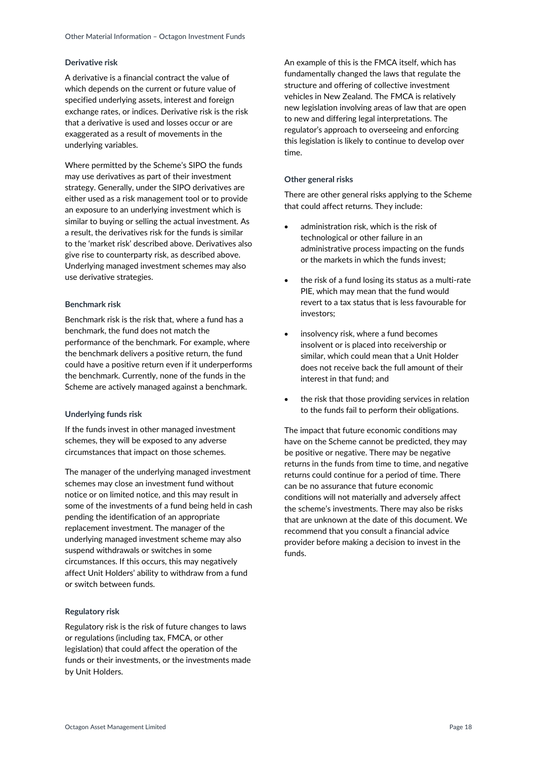### Derivative risk

A derivative is a financial contract the value of which depends on the current or future value of specified underlying assets, interest and foreign exchange rates, or indices. Derivative risk is the risk that a derivative is used and losses occur or are exaggerated as a result of movements in the underlying variables.

Where permitted by the Scheme's SIPO the funds may use derivatives as part of their investment strategy. Generally, under the SIPO derivatives are either used as a risk management tool or to provide an exposure to an underlying investment which is similar to buying or selling the actual investment. As a result, the derivatives risk for the funds is similar to the 'market risk' described above. Derivatives also give rise to counterparty risk, as described above. Underlying managed investment schemes may also use derivative strategies.

### Benchmark risk

Benchmark risk is the risk that, where a fund has a benchmark, the fund does not match the performance of the benchmark. For example, where the benchmark delivers a positive return, the fund could have a positive return even if it underperforms the benchmark. Currently, none of the funds in the Scheme are actively managed against a benchmark.

### Underlying funds risk

If the funds invest in other managed investment schemes, they will be exposed to any adverse circumstances that impact on those schemes.

The manager of the underlying managed investment schemes may close an investment fund without notice or on limited notice, and this may result in some of the investments of a fund being held in cash pending the identification of an appropriate replacement investment. The manager of the underlying managed investment scheme may also suspend withdrawals or switches in some circumstances. If this occurs, this may negatively affect Unit Holders' ability to withdraw from a fund or switch between funds.

### Regulatory risk

Regulatory risk is the risk of future changes to laws or regulations (including tax, FMCA, or other legislation) that could affect the operation of the funds or their investments, or the investments made by Unit Holders.

An example of this is the FMCA itself, which has fundamentally changed the laws that regulate the structure and offering of collective investment vehicles in New Zealand. The FMCA is relatively new legislation involving areas of law that are open to new and differing legal interpretations. The regulator's approach to overseeing and enforcing this legislation is likely to continue to develop over time.

### Other general risks

There are other general risks applying to the Scheme that could affect returns. They include:

- administration risk, which is the risk of technological or other failure in an administrative process impacting on the funds or the markets in which the funds invest;
- the risk of a fund losing its status as a multi-rate PIE, which may mean that the fund would revert to a tax status that is less favourable for investors;
- insolvency risk, where a fund becomes insolvent or is placed into receivership or similar, which could mean that a Unit Holder does not receive back the full amount of their interest in that fund; and
- the risk that those providing services in relation to the funds fail to perform their obligations.

The impact that future economic conditions may have on the Scheme cannot be predicted, they may be positive or negative. There may be negative returns in the funds from time to time, and negative returns could continue for a period of time. There can be no assurance that future economic conditions will not materially and adversely affect the scheme's investments. There may also be risks that are unknown at the date of this document. We recommend that you consult a financial advice provider before making a decision to invest in the funds.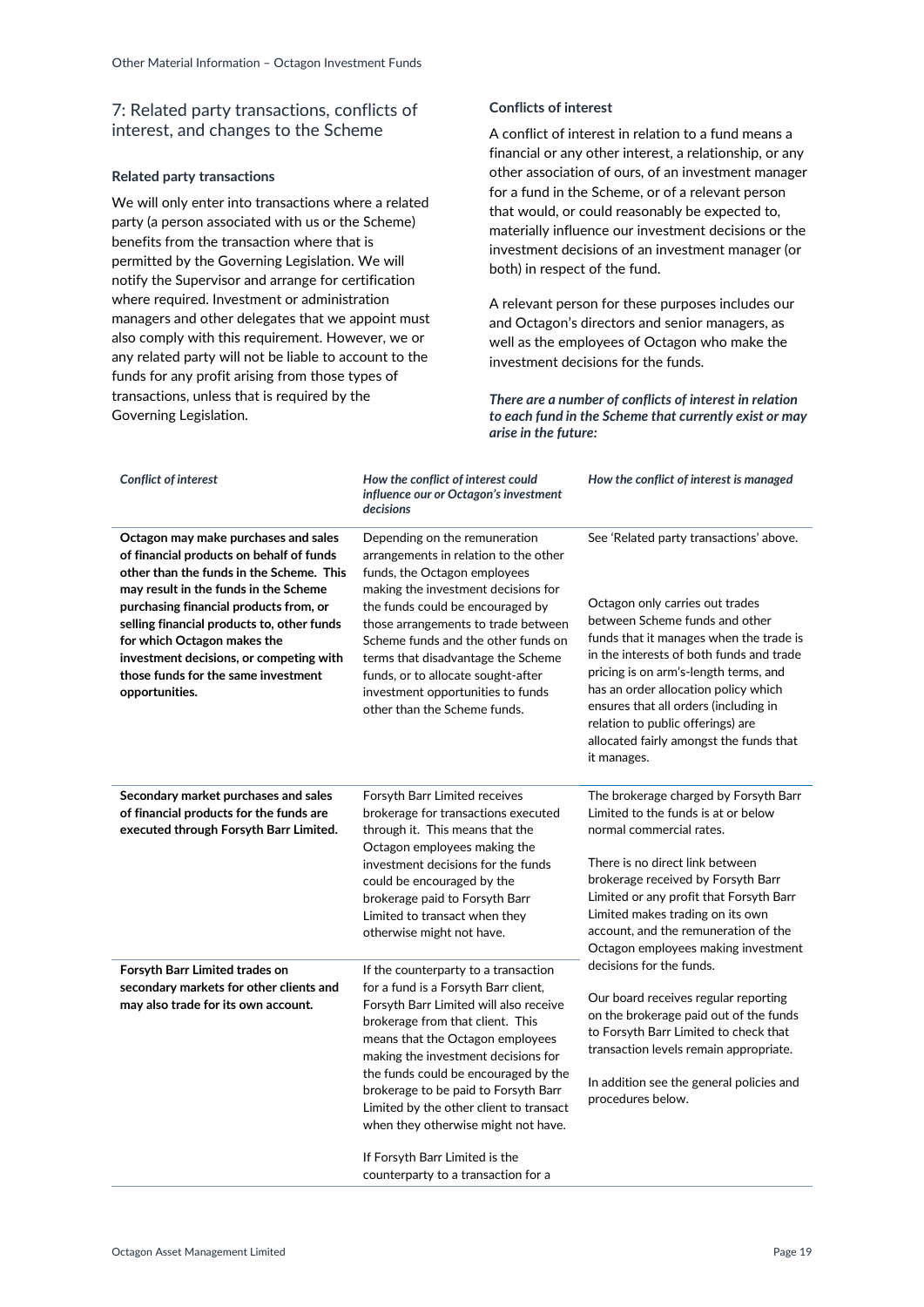## 7: Related party transactions, conflicts of interest, and changes to the Scheme

### Related party transactions

We will only enter into transactions where a related party (a person associated with us or the Scheme) benefits from the transaction where that is permitted by the Governing Legislation. We will notify the Supervisor and arrange for certification where required. Investment or administration managers and other delegates that we appoint must also comply with this requirement. However, we or any related party will not be liable to account to the funds for any profit arising from those types of transactions, unless that is required by the Governing Legislation.

### Conflicts of interest

A conflict of interest in relation to a fund means a financial or any other interest, a relationship, or any other association of ours, of an investment manager for a fund in the Scheme, or of a relevant person that would, or could reasonably be expected to, materially influence our investment decisions or the investment decisions of an investment manager (or both) in respect of the fund.

A relevant person for these purposes includes our and Octagon's directors and senior managers, as well as the employees of Octagon who make the investment decisions for the funds.

***There are a number of conflicts of interest in relation to each fund in the Scheme that currently exist or may arise in the future:***

| *Conflict of interest* | *How the conflict of interest could influence our or Octagon's investment decisions* | *How the conflict of interest is managed* |
|---|---|---|
| **Octagon may make purchases and sales of financial products on behalf of funds other than the funds in the Scheme. This may result in the funds in the Scheme purchasing financial products from, or selling financial products to, other funds for which Octagon makes the investment decisions, or competing with those funds for the same investment opportunities.** | Depending on the remuneration arrangements in relation to the other funds, the Octagon employees making the investment decisions for the funds could be encouraged by those arrangements to trade between Scheme funds and the other funds on terms that disadvantage the Scheme funds, or to allocate sought-after investment opportunities to funds other than the Scheme funds. | See 'Related party transactions' above.<br><br>Octagon only carries out trades between Scheme funds and other funds that it manages when the trade is in the interests of both funds and trade pricing is on arm's-length terms, and has an order allocation policy which ensures that all orders (including in relation to public offerings) are allocated fairly amongst the funds that it manages. |
| **Secondary market purchases and sales of financial products for the funds are executed through Forsyth Barr Limited.** | Forsyth Barr Limited receives brokerage for transactions executed through it. This means that the Octagon employees making the investment decisions for the funds could be encouraged by the brokerage paid to Forsyth Barr Limited to transact when they otherwise might not have. | The brokerage charged by Forsyth Barr Limited to the funds is at or below normal commercial rates.<br><br>There is no direct link between brokerage received by Forsyth Barr Limited or any profit that Forsyth Barr Limited makes trading on its own account, and the remuneration of the Octagon employees making investment decisions for the funds.<br><br>Our board receives regular reporting on the brokerage paid out of the funds to Forsyth Barr Limited to check that transaction levels remain appropriate.<br><br>In addition see the general policies and procedures below. |
| **Forsyth Barr Limited trades on secondary markets for other clients and may also trade for its own account.** | If the counterparty to a transaction for a fund is a Forsyth Barr client, Forsyth Barr Limited will also receive brokerage from that client. This means that the Octagon employees making the investment decisions for the funds could be encouraged by the brokerage to be paid to Forsyth Barr Limited by the other client to transact when they otherwise might not have.<br><br>If Forsyth Barr Limited is the counterparty to a transaction for a | |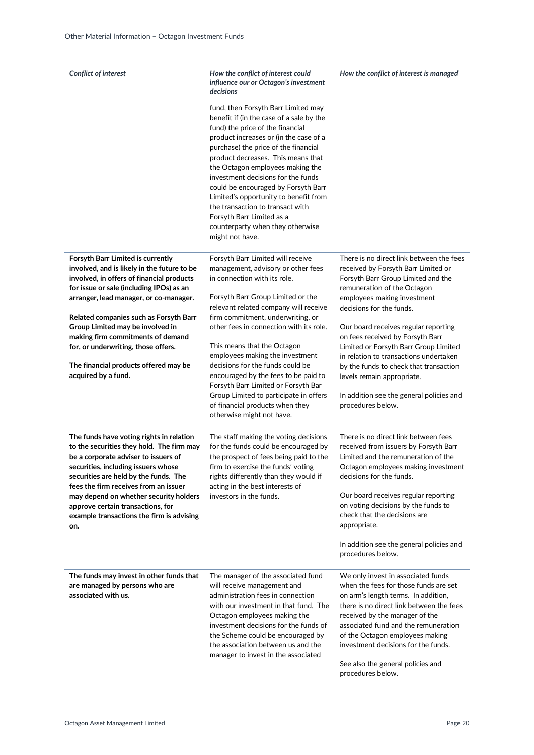| *Conflict of interest* | *How the conflict of interest could influence our or Octagon's investment decisions* | *How the conflict of interest is managed* |
|---|---|---|
| | fund, then Forsyth Barr Limited may benefit if (in the case of a sale by the fund) the price of the financial product increases or (in the case of a purchase) the price of the financial product decreases. This means that the Octagon employees making the investment decisions for the funds could be encouraged by Forsyth Barr Limited's opportunity to benefit from the transaction to transact with Forsyth Barr Limited as a counterparty when they otherwise might not have. | |
| **Forsyth Barr Limited is currently involved, and is likely in the future to be involved, in offers of financial products for issue or sale (including IPOs) as an arranger, lead manager, or co-manager.**<br><br>**Related companies such as Forsyth Barr Group Limited may be involved in making firm commitments of demand for, or underwriting, those offers.**<br><br>**The financial products offered may be acquired by a fund.** | Forsyth Barr Limited will receive management, advisory or other fees in connection with its role.<br><br>Forsyth Barr Group Limited or the relevant related company will receive firm commitment, underwriting, or other fees in connection with its role.<br><br>This means that the Octagon employees making the investment decisions for the funds could be encouraged by the fees to be paid to Forsyth Barr Limited or Forsyth Bar Group Limited to participate in offers of financial products when they otherwise might not have. | There is no direct link between the fees received by Forsyth Barr Limited or Forsyth Barr Group Limited and the remuneration of the Octagon employees making investment decisions for the funds.<br><br>Our board receives regular reporting on fees received by Forsyth Barr Limited or Forsyth Barr Group Limited in relation to transactions undertaken by the funds to check that transaction levels remain appropriate.<br><br>In addition see the general policies and procedures below. |
| **The funds have voting rights in relation to the securities they hold. The firm may be a corporate adviser to issuers of securities, including issuers whose securities are held by the funds. The fees the firm receives from an issuer may depend on whether security holders approve certain transactions, for example transactions the firm is advising on.** | The staff making the voting decisions for the funds could be encouraged by the prospect of fees being paid to the firm to exercise the funds' voting rights differently than they would if acting in the best interests of investors in the funds. | There is no direct link between fees received from issuers by Forsyth Barr Limited and the remuneration of the Octagon employees making investment decisions for the funds.<br><br>Our board receives regular reporting on voting decisions by the funds to check that the decisions are appropriate.<br><br>In addition see the general policies and procedures below. |
| **The funds may invest in other funds that are managed by persons who are associated with us.** | The manager of the associated fund will receive management and administration fees in connection with our investment in that fund. The Octagon employees making the investment decisions for the funds of the Scheme could be encouraged by the association between us and the manager to invest in the associated | We only invest in associated funds when the fees for those funds are set on arm's length terms. In addition, there is no direct link between the fees received by the manager of the associated fund and the remuneration of the Octagon employees making investment decisions for the funds.<br><br>See also the general policies and procedures below. |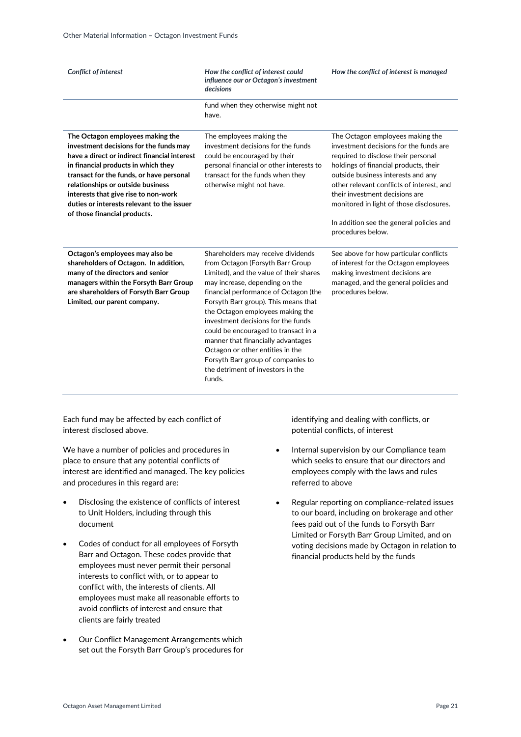| *Conflict of interest* | *How the conflict of interest could influence our or Octagon's investment decisions* | *How the conflict of interest is managed* |
|---|---|---|
| | fund when they otherwise might not have. | |
| **The Octagon employees making the investment decisions for the funds may have a direct or indirect financial interest in financial products in which they transact for the funds, or have personal relationships or outside business interests that give rise to non-work duties or interests relevant to the issuer of those financial products.** | The employees making the investment decisions for the funds could be encouraged by their personal financial or other interests to transact for the funds when they otherwise might not have. | The Octagon employees making the investment decisions for the funds are required to disclose their personal holdings of financial products, their outside business interests and any other relevant conflicts of interest, and their investment decisions are monitored in light of those disclosures.<br><br>In addition see the general policies and procedures below. |
| **Octagon's employees may also be shareholders of Octagon. In addition, many of the directors and senior managers within the Forsyth Barr Group are shareholders of Forsyth Barr Group Limited, our parent company.** | Shareholders may receive dividends from Octagon (Forsyth Barr Group Limited), and the value of their shares may increase, depending on the financial performance of Octagon (the Forsyth Barr group). This means that the Octagon employees making the investment decisions for the funds could be encouraged to transact in a manner that financially advantages Octagon or other entities in the Forsyth Barr group of companies to the detriment of investors in the funds. | See above for how particular conflicts of interest for the Octagon employees making investment decisions are managed, and the general policies and procedures below. |

Each fund may be affected by each conflict of interest disclosed above.

We have a number of policies and procedures in place to ensure that any potential conflicts of interest are identified and managed. The key policies and procedures in this regard are:

- Disclosing the existence of conflicts of interest to Unit Holders, including through this document
- Codes of conduct for all employees of Forsyth Barr and Octagon. These codes provide that employees must never permit their personal interests to conflict with, or to appear to conflict with, the interests of clients. All employees must make all reasonable efforts to avoid conflicts of interest and ensure that clients are fairly treated
- Our Conflict Management Arrangements which set out the Forsyth Barr Group's procedures for identifying and dealing with conflicts, or potential conflicts, of interest
- Internal supervision by our Compliance team which seeks to ensure that our directors and employees comply with the laws and rules referred to above
- Regular reporting on compliance-related issues to our board, including on brokerage and other fees paid out of the funds to Forsyth Barr Limited or Forsyth Barr Group Limited, and on voting decisions made by Octagon in relation to financial products held by the funds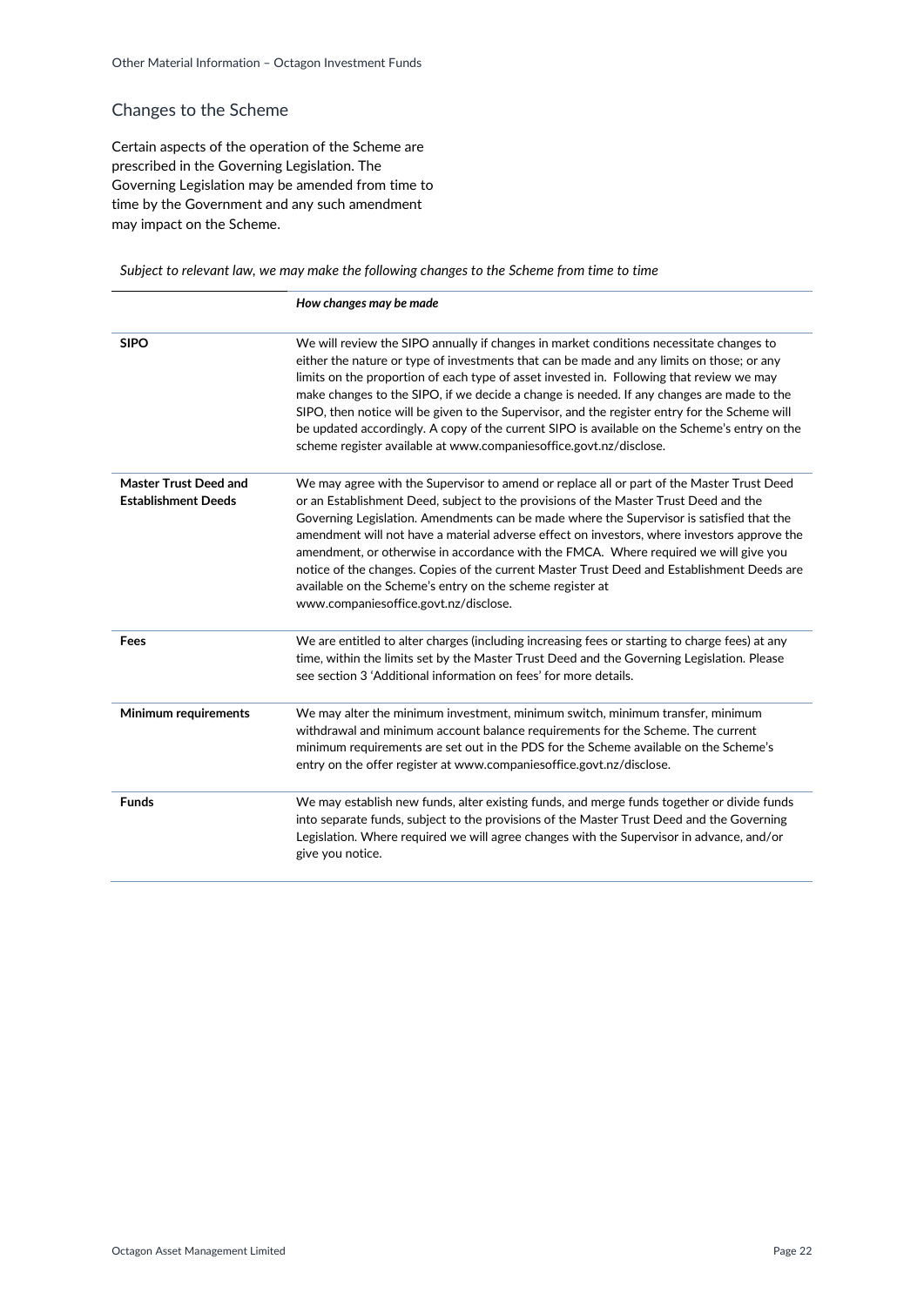## Changes to the Scheme

Certain aspects of the operation of the Scheme are prescribed in the Governing Legislation. The Governing Legislation may be amended from time to time by the Government and any such amendment may impact on the Scheme.

*Subject to relevant law, we may make the following changes to the Scheme from time to time*

| | *How changes may be made* |
|---|---|
| **SIPO** | We will review the SIPO annually if changes in market conditions necessitate changes to either the nature or type of investments that can be made and any limits on those; or any limits on the proportion of each type of asset invested in. Following that review we may make changes to the SIPO, if we decide a change is needed. If any changes are made to the SIPO, then notice will be given to the Supervisor, and the register entry for the Scheme will be updated accordingly. A copy of the current SIPO is available on the Scheme's entry on the scheme register available at www.companiesoffice.govt.nz/disclose. |
| **Master Trust Deed and Establishment Deeds** | We may agree with the Supervisor to amend or replace all or part of the Master Trust Deed or an Establishment Deed, subject to the provisions of the Master Trust Deed and the Governing Legislation. Amendments can be made where the Supervisor is satisfied that the amendment will not have a material adverse effect on investors, where investors approve the amendment, or otherwise in accordance with the FMCA. Where required we will give you notice of the changes. Copies of the current Master Trust Deed and Establishment Deeds are available on the Scheme's entry on the scheme register at www.companiesoffice.govt.nz/disclose. |
| **Fees** | We are entitled to alter charges (including increasing fees or starting to charge fees) at any time, within the limits set by the Master Trust Deed and the Governing Legislation. Please see section 3 'Additional information on fees' for more details. |
| **Minimum requirements** | We may alter the minimum investment, minimum switch, minimum transfer, minimum withdrawal and minimum account balance requirements for the Scheme. The current minimum requirements are set out in the PDS for the Scheme available on the Scheme's entry on the offer register at www.companiesoffice.govt.nz/disclose. |
| **Funds** | We may establish new funds, alter existing funds, and merge funds together or divide funds into separate funds, subject to the provisions of the Master Trust Deed and the Governing Legislation. Where required we will agree changes with the Supervisor in advance, and/or give you notice. |